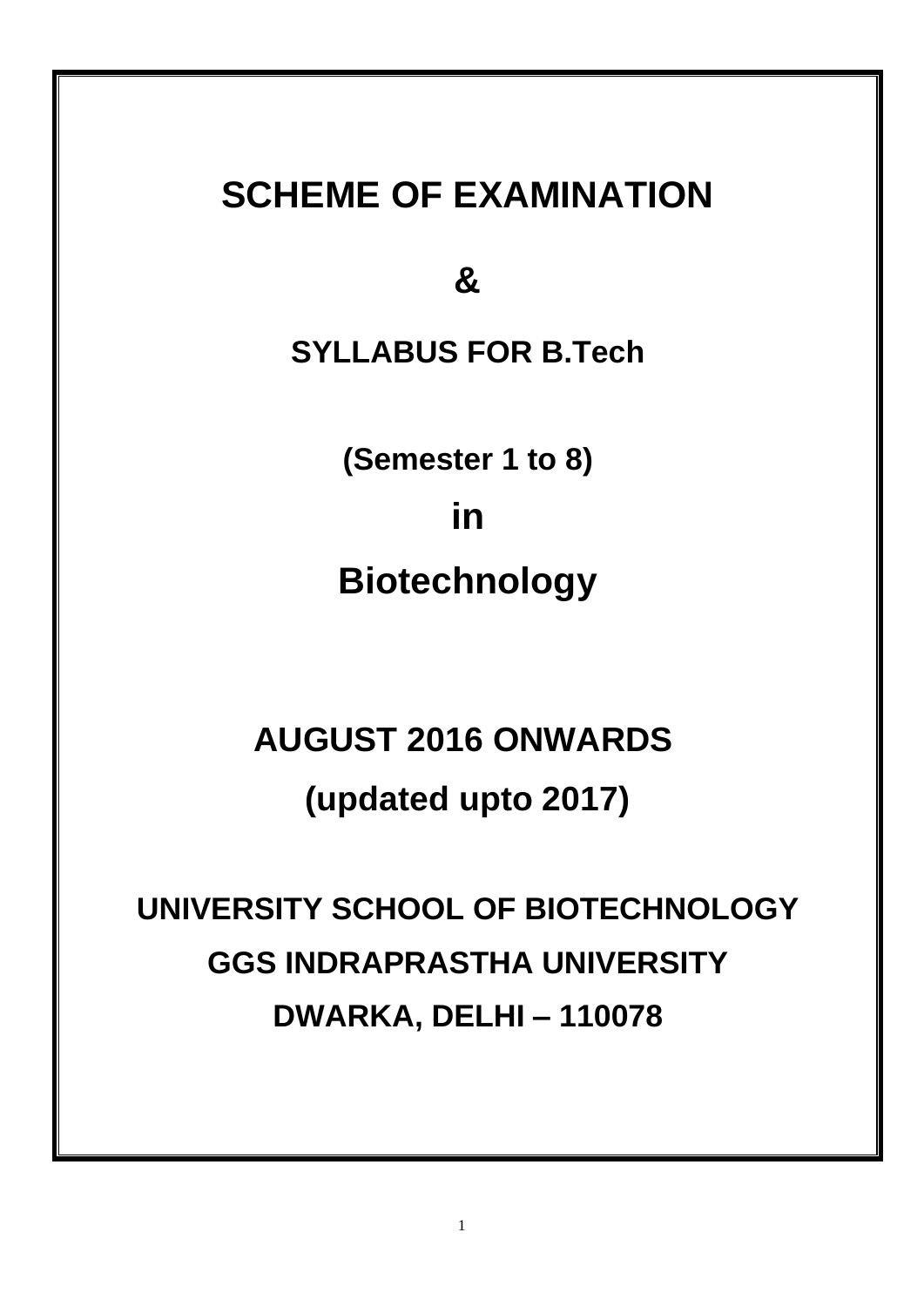# SCHEME OF EXAMINATION

# &

## SYLLABUS FOR B.Tech

### (Semester 1 to 8)

# in

# Biotechnology

## AUGUST 2016 ONWARDS

## (updated upto 2017)

## UNIVERSITY SCHOOL OF BIOTECHNOLOGY

## GGS INDRAPRASTHA UNIVERSITY

## DWARKA, DELHI – 110078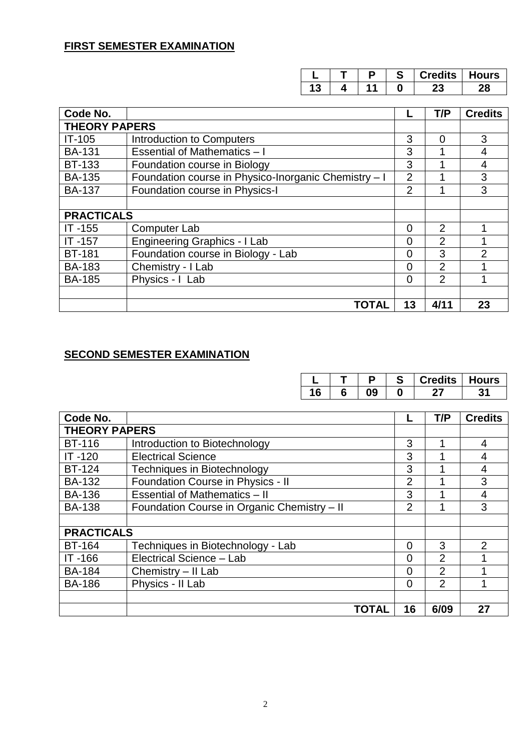**FIRST SEMESTER EXAMINATION**

| L | T | P | S | Credits | Hours |
|---|---|---|---|---|---|
| 13 | 4 | 11 | 0 | 23 | 28 |

| Code No. | | L | T/P | Credits |
|---|---|---|---|---|
| **THEORY PAPERS** | | | | |
| IT-105 | Introduction to Computers | 3 | 0 | 3 |
| BA-131 | Essential of Mathematics – I | 3 | 1 | 4 |
| BT-133 | Foundation course in Biology | 3 | 1 | 4 |
| BA-135 | Foundation course in Physico-Inorganic Chemistry – I | 2 | 1 | 3 |
| BA-137 | Foundation course in Physics-I | 2 | 1 | 3 |
| | | | | |
| **PRACTICALS** | | | | |
| IT -155 | Computer Lab | 0 | 2 | 1 |
| IT -157 | Engineering Graphics - I Lab | 0 | 2 | 1 |
| BT-181 | Foundation course in Biology - Lab | 0 | 3 | 2 |
| BA-183 | Chemistry - I Lab | 0 | 2 | 1 |
| BA-185 | Physics - I Lab | 0 | 2 | 1 |
| | | | | |
| | **TOTAL** | **13** | **4/11** | **23** |

**SECOND SEMESTER EXAMINATION**

| L | T | P | S | Credits | Hours |
|---|---|---|---|---|---|
| 16 | 6 | 09 | 0 | 27 | 31 |

| Code No. | | L | T/P | Credits |
|---|---|---|---|---|
| **THEORY PAPERS** | | | | |
| BT-116 | Introduction to Biotechnology | 3 | 1 | 4 |
| IT -120 | Electrical Science | 3 | 1 | 4 |
| BT-124 | Techniques in Biotechnology | 3 | 1 | 4 |
| BA-132 | Foundation Course in Physics - II | 2 | 1 | 3 |
| BA-136 | Essential of Mathematics – II | 3 | 1 | 4 |
| BA-138 | Foundation Course in Organic Chemistry – II | 2 | 1 | 3 |
| | | | | |
| **PRACTICALS** | | | | |
| BT-164 | Techniques in Biotechnology - Lab | 0 | 3 | 2 |
| IT -166 | Electrical Science – Lab | 0 | 2 | 1 |
| BA-184 | Chemistry – II Lab | 0 | 2 | 1 |
| BA-186 | Physics - II Lab | 0 | 2 | 1 |
| | | | | |
| | **TOTAL** | **16** | **6/09** | **27** |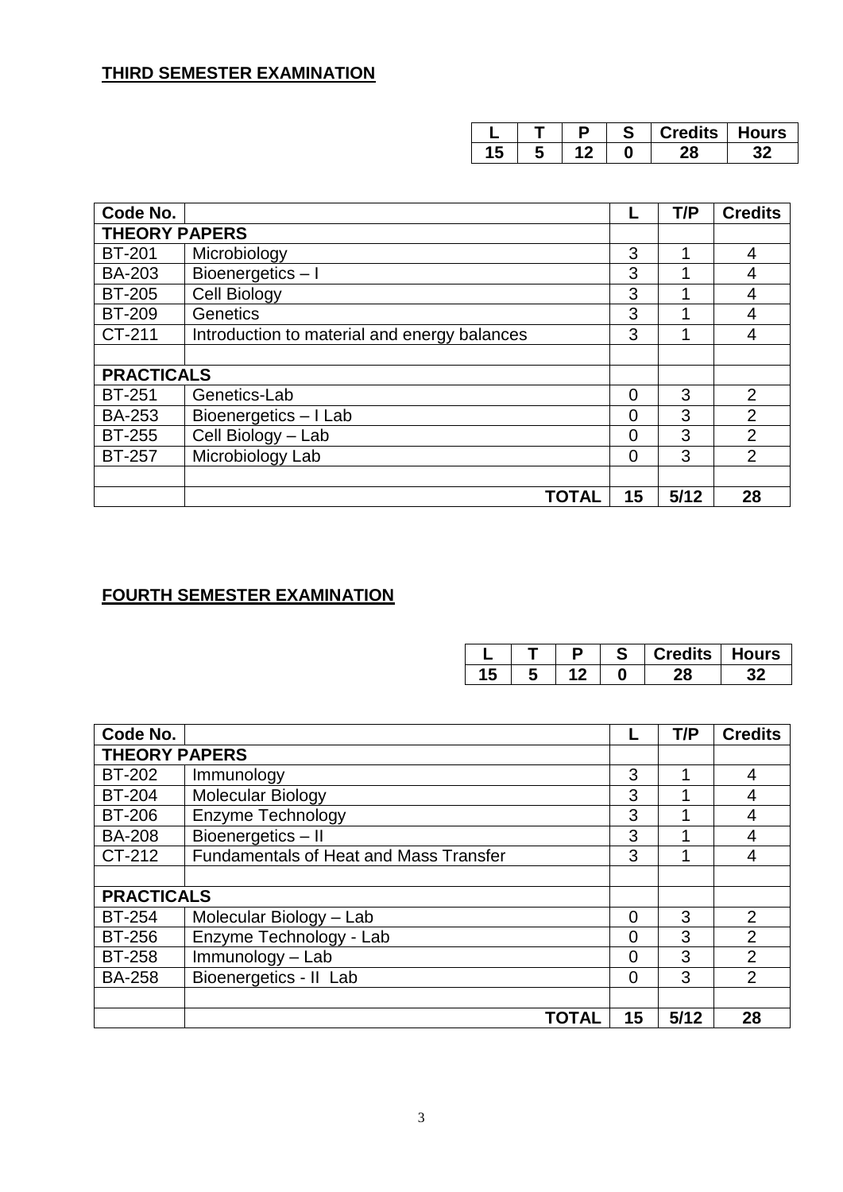**THIRD SEMESTER EXAMINATION**

| L | T | P | S | Credits | Hours |
|---|---|---|---|---|---|
| 15 | 5 | 12 | 0 | 28 | 32 |

| Code No. | | L | T/P | Credits |
|---|---|---|---|---|
| **THEORY PAPERS** | | | | |
| BT-201 | Microbiology | 3 | 1 | 4 |
| BA-203 | Bioenergetics – I | 3 | 1 | 4 |
| BT-205 | Cell Biology | 3 | 1 | 4 |
| BT-209 | Genetics | 3 | 1 | 4 |
| CT-211 | Introduction to material and energy balances | 3 | 1 | 4 |
| | | | | |
| **PRACTICALS** | | | | |
| BT-251 | Genetics-Lab | 0 | 3 | 2 |
| BA-253 | Bioenergetics – I Lab | 0 | 3 | 2 |
| BT-255 | Cell Biology – Lab | 0 | 3 | 2 |
| BT-257 | Microbiology Lab | 0 | 3 | 2 |
| | | | | |
| | **TOTAL** | **15** | **5/12** | **28** |

**FOURTH SEMESTER EXAMINATION**

| L | T | P | S | Credits | Hours |
|---|---|---|---|---|---|
| 15 | 5 | 12 | 0 | 28 | 32 |

| Code No. | | L | T/P | Credits |
|---|---|---|---|---|
| **THEORY PAPERS** | | | | |
| BT-202 | Immunology | 3 | 1 | 4 |
| BT-204 | Molecular Biology | 3 | 1 | 4 |
| BT-206 | Enzyme Technology | 3 | 1 | 4 |
| BA-208 | Bioenergetics – II | 3 | 1 | 4 |
| CT-212 | Fundamentals of Heat and Mass Transfer | 3 | 1 | 4 |
| | | | | |
| **PRACTICALS** | | | | |
| BT-254 | Molecular Biology – Lab | 0 | 3 | 2 |
| BT-256 | Enzyme Technology - Lab | 0 | 3 | 2 |
| BT-258 | Immunology – Lab | 0 | 3 | 2 |
| BA-258 | Bioenergetics - II Lab | 0 | 3 | 2 |
| | | | | |
| | **TOTAL** | **15** | **5/12** | **28** |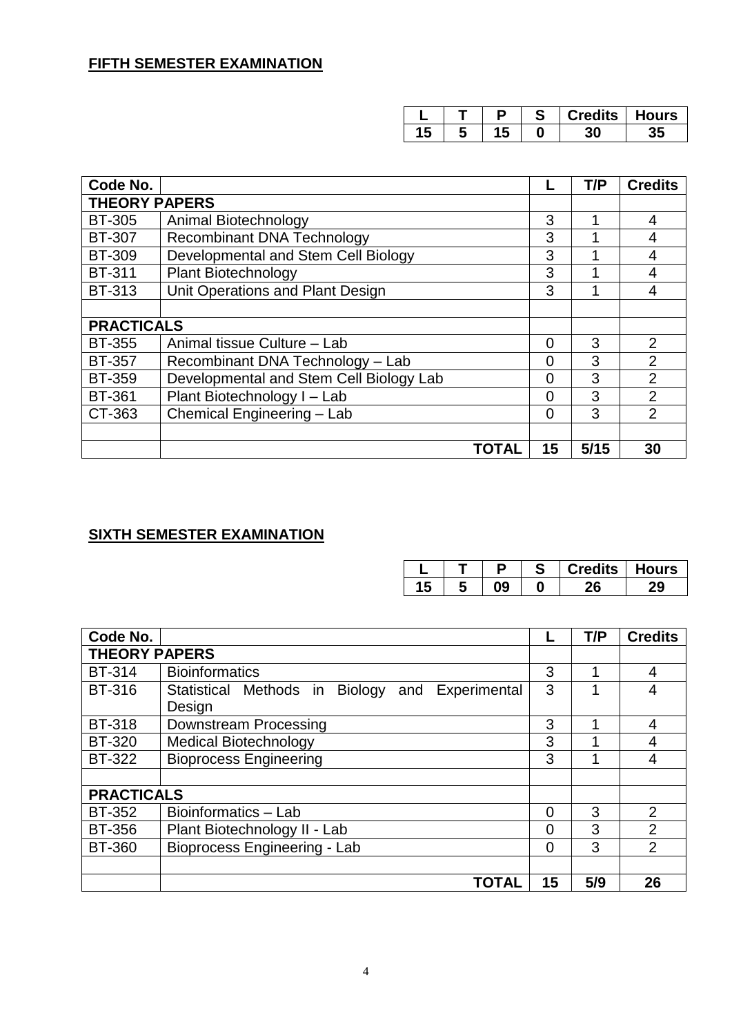## FIFTH SEMESTER EXAMINATION

| L | T | P | S | Credits | Hours |
|---|---|---|---|---|---|
| 15 | 5 | 15 | 0 | 30 | 35 |

| Code No. | | L | T/P | Credits |
|---|---|---|---|---|
| **THEORY PAPERS** | | | | |
| BT-305 | Animal Biotechnology | 3 | 1 | 4 |
| BT-307 | Recombinant DNA Technology | 3 | 1 | 4 |
| BT-309 | Developmental and Stem Cell Biology | 3 | 1 | 4 |
| BT-311 | Plant Biotechnology | 3 | 1 | 4 |
| BT-313 | Unit Operations and Plant Design | 3 | 1 | 4 |
| | | | | |
| **PRACTICALS** | | | | |
| BT-355 | Animal tissue Culture – Lab | 0 | 3 | 2 |
| BT-357 | Recombinant DNA Technology – Lab | 0 | 3 | 2 |
| BT-359 | Developmental and Stem Cell Biology Lab | 0 | 3 | 2 |
| BT-361 | Plant Biotechnology I – Lab | 0 | 3 | 2 |
| CT-363 | Chemical Engineering – Lab | 0 | 3 | 2 |
| | | | | |
| | **TOTAL** | **15** | **5/15** | **30** |

## SIXTH SEMESTER EXAMINATION

| L | T | P | S | Credits | Hours |
|---|---|---|---|---|---|
| 15 | 5 | 09 | 0 | 26 | 29 |

| Code No. | | L | T/P | Credits |
|---|---|---|---|---|
| **THEORY PAPERS** | | | | |
| BT-314 | Bioinformatics | 3 | 1 | 4 |
| BT-316 | Statistical Methods in Biology and Experimental Design | 3 | 1 | 4 |
| BT-318 | Downstream Processing | 3 | 1 | 4 |
| BT-320 | Medical Biotechnology | 3 | 1 | 4 |
| BT-322 | Bioprocess Engineering | 3 | 1 | 4 |
| | | | | |
| **PRACTICALS** | | | | |
| BT-352 | Bioinformatics – Lab | 0 | 3 | 2 |
| BT-356 | Plant Biotechnology II - Lab | 0 | 3 | 2 |
| BT-360 | Bioprocess Engineering - Lab | 0 | 3 | 2 |
| | | | | |
| | **TOTAL** | **15** | **5/9** | **26** |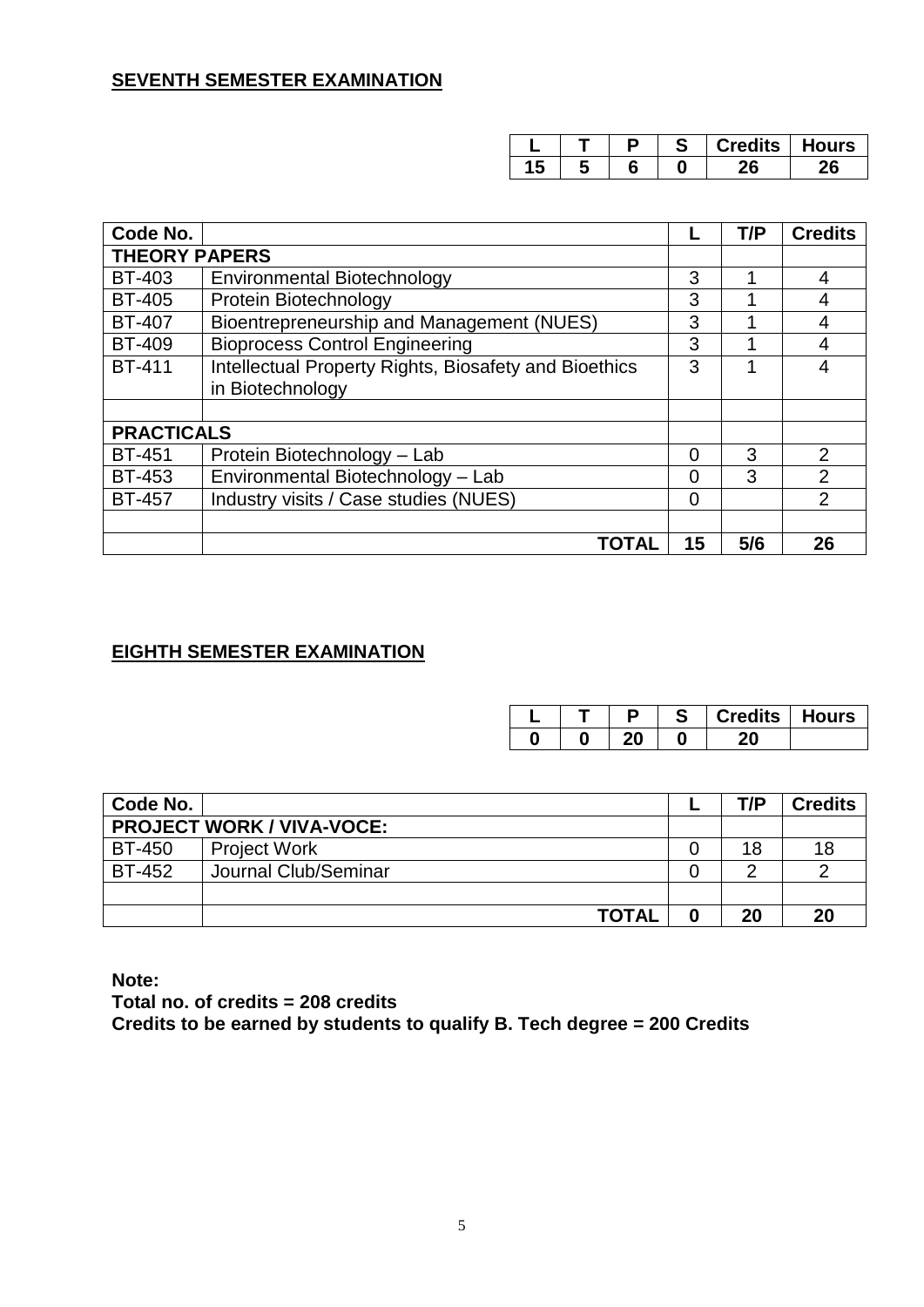**SEVENTH SEMESTER EXAMINATION**

| L | T | P | S | Credits | Hours |
|---|---|---|---|---|---|
| 15 | 5 | 6 | 0 | 26 | 26 |

| Code No. | | L | T/P | Credits |
|---|---|---|---|---|
| **THEORY PAPERS** | | | | |
| BT-403 | Environmental Biotechnology | 3 | 1 | 4 |
| BT-405 | Protein Biotechnology | 3 | 1 | 4 |
| BT-407 | Bioentrepreneurship and Management (NUES) | 3 | 1 | 4 |
| BT-409 | Bioprocess Control Engineering | 3 | 1 | 4 |
| BT-411 | Intellectual Property Rights, Biosafety and Bioethics in Biotechnology | 3 | 1 | 4 |
| | | | | |
| **PRACTICALS** | | | | |
| BT-451 | Protein Biotechnology – Lab | 0 | 3 | 2 |
| BT-453 | Environmental Biotechnology – Lab | 0 | 3 | 2 |
| BT-457 | Industry visits / Case studies (NUES) | 0 | | 2 |
| | | | | |
| | **TOTAL** | **15** | **5/6** | **26** |

**EIGHTH SEMESTER EXAMINATION**

| L | T | P | S | Credits | Hours |
|---|---|---|---|---|---|
| 0 | 0 | 20 | 0 | 20 | |

| Code No. | | L | T/P | Credits |
|---|---|---|---|---|
| **PROJECT WORK / VIVA-VOCE:** | | | | |
| BT-450 | Project Work | 0 | 18 | 18 |
| BT-452 | Journal Club/Seminar | 0 | 2 | 2 |
| | | | | |
| | **TOTAL** | **0** | **20** | **20** |

**Note:**
**Total no. of credits = 208 credits**
**Credits to be earned by students to qualify B. Tech degree = 200 Credits**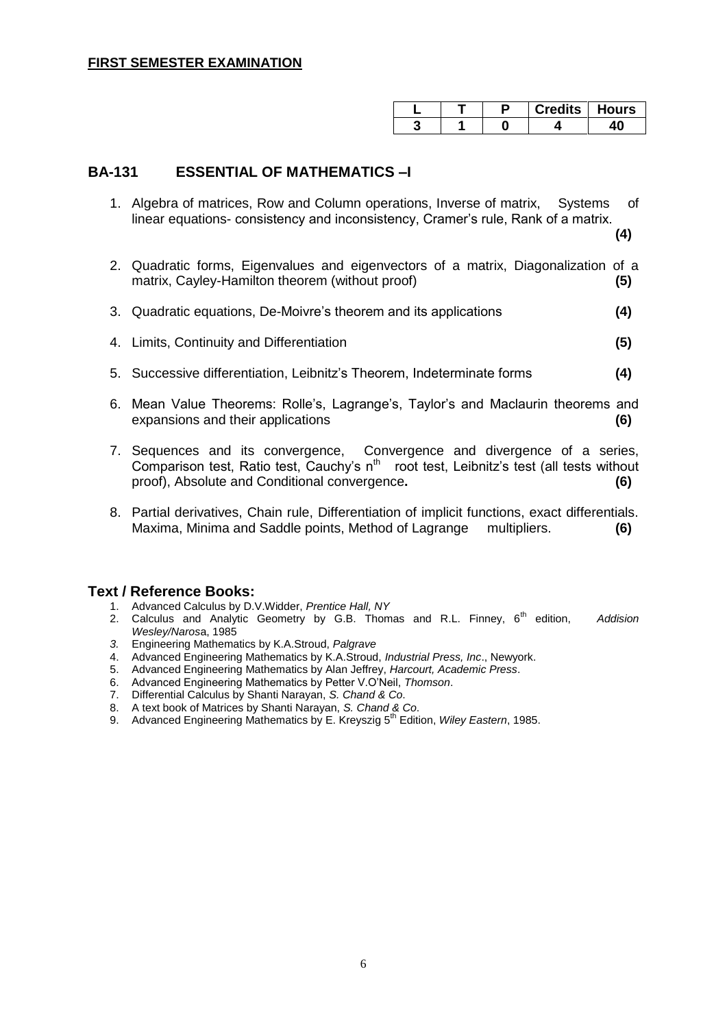**FIRST SEMESTER EXAMINATION**

| L | T | P | Credits | Hours |
|---|---|---|---|---|
| 3 | 1 | 0 | 4 | 40 |

## BA-131 ESSENTIAL OF MATHEMATICS –I

1. Algebra of matrices, Row and Column operations, Inverse of matrix, Systems of linear equations- consistency and inconsistency, Cramer's rule, Rank of a matrix. **(4)**
2. Quadratic forms, Eigenvalues and eigenvectors of a matrix, Diagonalization of a matrix, Cayley-Hamilton theorem (without proof) **(5)**
3. Quadratic equations, De-Moivre's theorem and its applications **(4)**
4. Limits, Continuity and Differentiation **(5)**
5. Successive differentiation, Leibnitz's Theorem, Indeterminate forms **(4)**
6. Mean Value Theorems: Rolle's, Lagrange's, Taylor's and Maclaurin theorems and expansions and their applications **(6)**
7. Sequences and its convergence, Convergence and divergence of a series, Comparison test, Ratio test, Cauchy's $n^{th}$ root test, Leibnitz's test (all tests without proof), Absolute and Conditional convergence**.** **(6)**
8. Partial derivatives, Chain rule, Differentiation of implicit functions, exact differentials. Maxima, Minima and Saddle points, Method of Lagrange multipliers. **(6)**

### Text / Reference Books:

1. Advanced Calculus by D.V.Widder, *Prentice Hall, NY*
2. Calculus and Analytic Geometry by G.B. Thomas and R.L. Finney, $6^{th}$ edition, *Addision Wesley/Narosa*, 1985
3. Engineering Mathematics by K.A.Stroud, *Palgrave*
4. Advanced Engineering Mathematics by K.A.Stroud, *Industrial Press, Inc*., Newyork.
5. Advanced Engineering Mathematics by Alan Jeffrey, *Harcourt, Academic Press*.
6. Advanced Engineering Mathematics by Petter V.O'Neil, *Thomson*.
7. Differential Calculus by Shanti Narayan, *S. Chand & Co*.
8. A text book of Matrices by Shanti Narayan, *S. Chand & Co*.
9. Advanced Engineering Mathematics by E. Kreyszig $5^{th}$ Edition, *Wiley Eastern*, 1985.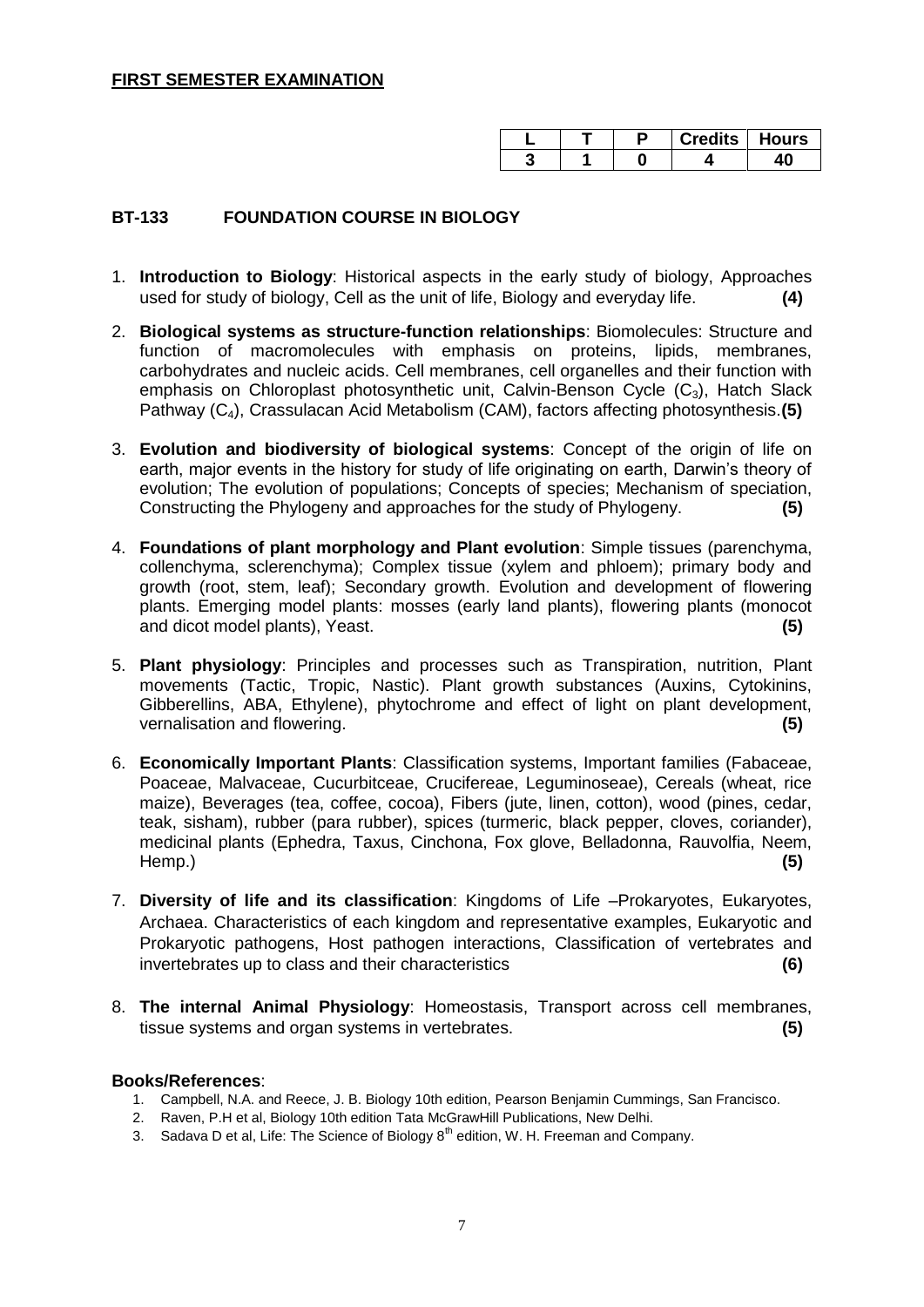**FIRST SEMESTER EXAMINATION**

| L | T | P | Credits | Hours |
|---|---|---|---|---|
| 3 | 1 | 0 | 4 | 40 |

## BT-133 FOUNDATION COURSE IN BIOLOGY

1. **Introduction to Biology**: Historical aspects in the early study of biology, Approaches used for study of biology, Cell as the unit of life, Biology and everyday life. **(4)**

2. **Biological systems as structure-function relationships**: Biomolecules: Structure and function of macromolecules with emphasis on proteins, lipids, membranes, carbohydrates and nucleic acids. Cell membranes, cell organelles and their function with emphasis on Chloroplast photosynthetic unit, Calvin-Benson Cycle ($C_3$), Hatch Slack Pathway ($C_4$), Crassulacan Acid Metabolism (CAM), factors affecting photosynthesis. **(5)**

3. **Evolution and biodiversity of biological systems**: Concept of the origin of life on earth, major events in the history for study of life originating on earth, Darwin's theory of evolution; The evolution of populations; Concepts of species; Mechanism of speciation, Constructing the Phylogeny and approaches for the study of Phylogeny. **(5)**

4. **Foundations of plant morphology and Plant evolution**: Simple tissues (parenchyma, collenchyma, sclerenchyma); Complex tissue (xylem and phloem); primary body and growth (root, stem, leaf); Secondary growth. Evolution and development of flowering plants. Emerging model plants: mosses (early land plants), flowering plants (monocot and dicot model plants), Yeast. **(5)**

5. **Plant physiology**: Principles and processes such as Transpiration, nutrition, Plant movements (Tactic, Tropic, Nastic). Plant growth substances (Auxins, Cytokinins, Gibberellins, ABA, Ethylene), phytochrome and effect of light on plant development, vernalisation and flowering. **(5)**

6. **Economically Important Plants**: Classification systems, Important families (Fabaceae, Poaceae, Malvaceae, Cucurbitceae, Crucifereae, Leguminoseae), Cereals (wheat, rice maize), Beverages (tea, coffee, cocoa), Fibers (jute, linen, cotton), wood (pines, cedar, teak, sisham), rubber (para rubber), spices (turmeric, black pepper, cloves, coriander), medicinal plants (Ephedra, Taxus, Cinchona, Fox glove, Belladonna, Rauvolfia, Neem, Hemp.) **(5)**

7. **Diversity of life and its classification**: Kingdoms of Life –Prokaryotes, Eukaryotes, Archaea. Characteristics of each kingdom and representative examples, Eukaryotic and Prokaryotic pathogens, Host pathogen interactions, Classification of vertebrates and invertebrates up to class and their characteristics **(6)**

8. **The internal Animal Physiology**: Homeostasis, Transport across cell membranes, tissue systems and organ systems in vertebrates. **(5)**

**Books/References**:

1. Campbell, N.A. and Reece, J. B. Biology 10th edition, Pearson Benjamin Cummings, San Francisco.
2. Raven, P.H et al, Biology 10th edition Tata McGrawHill Publications, New Delhi.
3. Sadava D et al, Life: The Science of Biology 8th edition, W. H. Freeman and Company.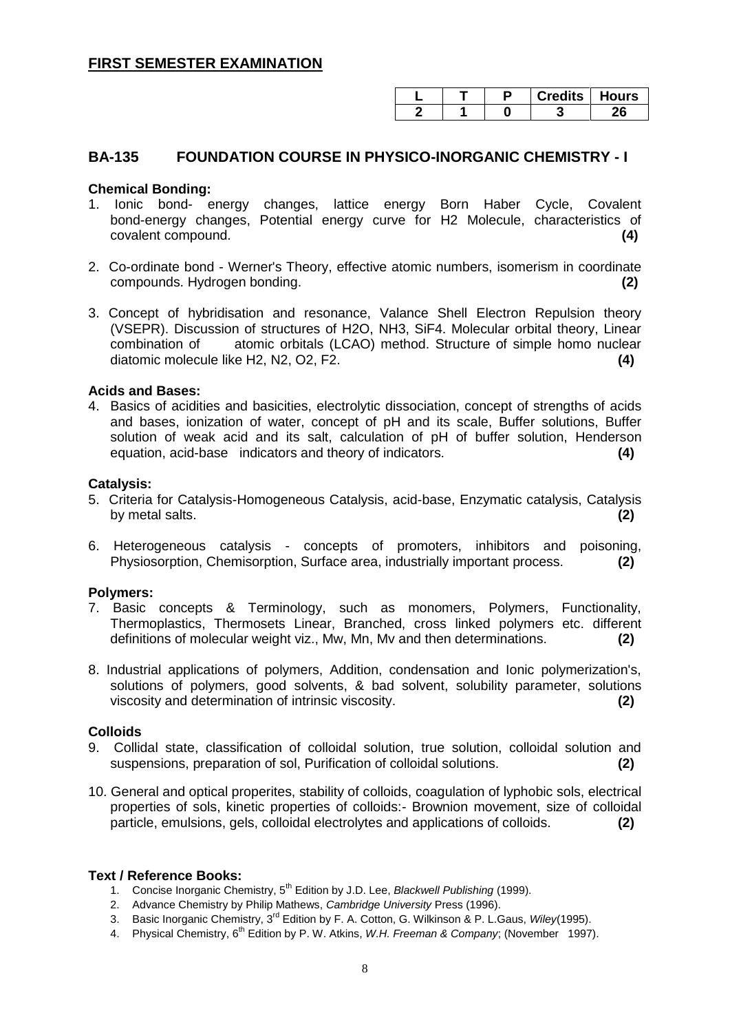## FIRST SEMESTER EXAMINATION

| L | T | P | Credits | Hours |
|---|---|---|---|---|
| 2 | 1 | 0 | 3 | 26 |

## BA-135 FOUNDATION COURSE IN PHYSICO-INORGANIC CHEMISTRY - I

**Chemical Bonding:**

1. Ionic bond- energy changes, lattice energy Born Haber Cycle, Covalent bond-energy changes, Potential energy curve for H2 Molecule, characteristics of covalent compound. **(4)**

2. Co-ordinate bond - Werner's Theory, effective atomic numbers, isomerism in coordinate compounds. Hydrogen bonding. **(2)**

3. Concept of hybridisation and resonance, Valance Shell Electron Repulsion theory (VSEPR). Discussion of structures of H2O, NH3, SiF4. Molecular orbital theory, Linear combination of atomic orbitals (LCAO) method. Structure of simple homo nuclear diatomic molecule like H2, N2, O2, F2. **(4)**

**Acids and Bases:**

4. Basics of acidities and basicities, electrolytic dissociation, concept of strengths of acids and bases, ionization of water, concept of pH and its scale, Buffer solutions, Buffer solution of weak acid and its salt, calculation of pH of buffer solution, Henderson equation, acid-base indicators and theory of indicators. **(4)**

**Catalysis:**

5. Criteria for Catalysis-Homogeneous Catalysis, acid-base, Enzymatic catalysis, Catalysis by metal salts. **(2)**

6. Heterogeneous catalysis - concepts of promoters, inhibitors and poisoning, Physiosorption, Chemisorption, Surface area, industrially important process. **(2)**

**Polymers:**

7. Basic concepts & Terminology, such as monomers, Polymers, Functionality, Thermoplastics, Thermosets Linear, Branched, cross linked polymers etc. different definitions of molecular weight viz., Mw, Mn, Mv and then determinations. **(2)**

8. Industrial applications of polymers, Addition, condensation and Ionic polymerization's, solutions of polymers, good solvents, & bad solvent, solubility parameter, solutions viscosity and determination of intrinsic viscosity. **(2)**

**Colloids**

9. Collidal state, classification of colloidal solution, true solution, colloidal solution and suspensions, preparation of sol, Purification of colloidal solutions. **(2)**

10. General and optical properites, stability of colloids, coagulation of lyphobic sols, electrical properties of sols, kinetic properties of colloids:- Brownion movement, size of colloidal particle, emulsions, gels, colloidal electrolytes and applications of colloids. **(2)**

**Text / Reference Books:**

1. Concise Inorganic Chemistry, 5th Edition by J.D. Lee, *Blackwell Publishing* (1999).
2. Advance Chemistry by Philip Mathews, *Cambridge University* Press (1996).
3. Basic Inorganic Chemistry, 3rd Edition by F. A. Cotton, G. Wilkinson & P. L.Gaus, *Wiley*(1995).
4. Physical Chemistry, 6th Edition by P. W. Atkins, *W.H. Freeman & Company*; (November 1997).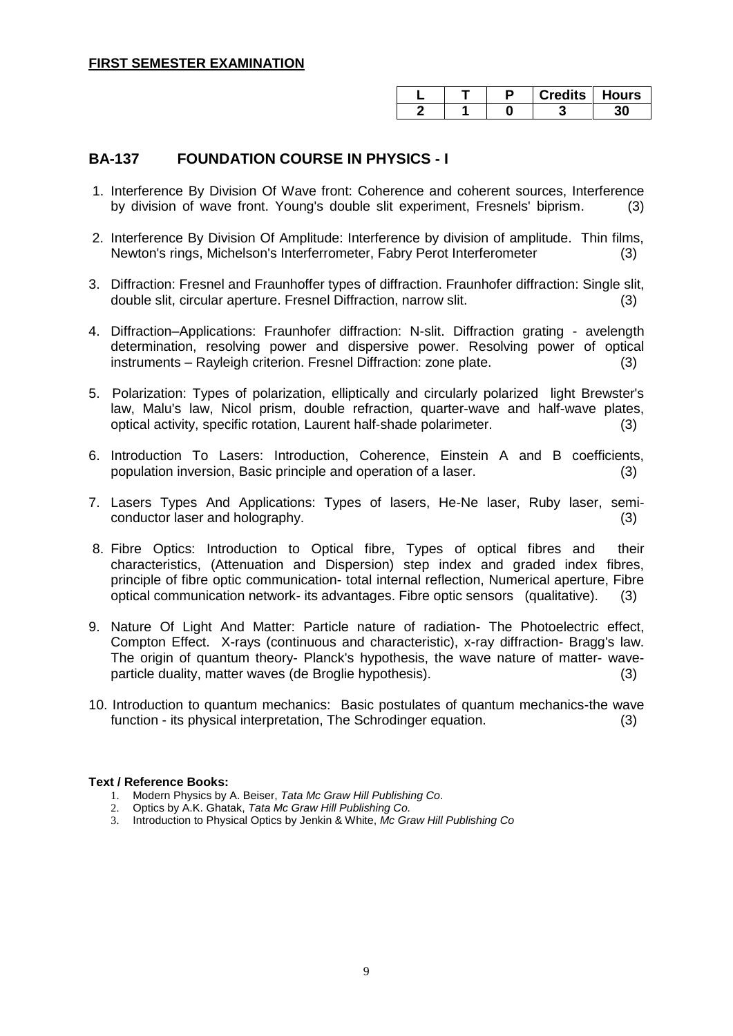**FIRST SEMESTER EXAMINATION**

| L | T | P | Credits | Hours |
|---|---|---|---|---|
| 2 | 1 | 0 | 3 | 30 |

## BA-137 FOUNDATION COURSE IN PHYSICS - I

1. Interference By Division Of Wave front: Coherence and coherent sources, Interference by division of wave front. Young's double slit experiment, Fresnels' biprism. (3)

2. Interference By Division Of Amplitude: Interference by division of amplitude. Thin films, Newton's rings, Michelson's Interferrometer, Fabry Perot Interferometer (3)

3. Diffraction: Fresnel and Fraunhoffer types of diffraction. Fraunhofer diffraction: Single slit, double slit, circular aperture. Fresnel Diffraction, narrow slit. (3)

4. Diffraction–Applications: Fraunhofer diffraction: N-slit. Diffraction grating - avelength determination, resolving power and dispersive power. Resolving power of optical instruments – Rayleigh criterion. Fresnel Diffraction: zone plate. (3)

5. Polarization: Types of polarization, elliptically and circularly polarized light Brewster's law, Malu's law, Nicol prism, double refraction, quarter-wave and half-wave plates, optical activity, specific rotation, Laurent half-shade polarimeter. (3)

6. Introduction To Lasers: Introduction, Coherence, Einstein A and B coefficients, population inversion, Basic principle and operation of a laser. (3)

7. Lasers Types And Applications: Types of lasers, He-Ne laser, Ruby laser, semi-conductor laser and holography. (3)

8. Fibre Optics: Introduction to Optical fibre, Types of optical fibres and their characteristics, (Attenuation and Dispersion) step index and graded index fibres, principle of fibre optic communication- total internal reflection, Numerical aperture, Fibre optical communication network- its advantages. Fibre optic sensors (qualitative). (3)

9. Nature Of Light And Matter: Particle nature of radiation- The Photoelectric effect, Compton Effect. X-rays (continuous and characteristic), x-ray diffraction- Bragg's law. The origin of quantum theory- Planck's hypothesis, the wave nature of matter- wave-particle duality, matter waves (de Broglie hypothesis). (3)

10. Introduction to quantum mechanics: Basic postulates of quantum mechanics-the wave function - its physical interpretation, The Schrodinger equation. (3)

**Text / Reference Books:**

1. Modern Physics by A. Beiser, *Tata Mc Graw Hill Publishing Co*.
2. Optics by A.K. Ghatak, *Tata Mc Graw Hill Publishing Co.*
3. Introduction to Physical Optics by Jenkin & White, *Mc Graw Hill Publishing Co*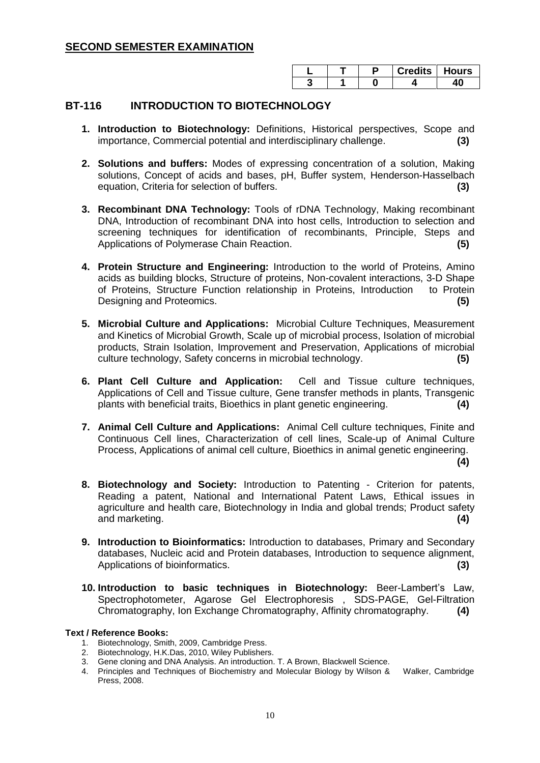## SECOND SEMESTER EXAMINATION

| L | T | P | Credits | Hours |
|---|---|---|---|---|
| 3 | 1 | 0 | 4 | 40 |

## BT-116 INTRODUCTION TO BIOTECHNOLOGY

1. **Introduction to Biotechnology:** Definitions, Historical perspectives, Scope and importance, Commercial potential and interdisciplinary challenge. **(3)**

2. **Solutions and buffers:** Modes of expressing concentration of a solution, Making solutions, Concept of acids and bases, pH, Buffer system, Henderson-Hasselbach equation, Criteria for selection of buffers. **(3)**

3. **Recombinant DNA Technology:** Tools of rDNA Technology, Making recombinant DNA, Introduction of recombinant DNA into host cells, Introduction to selection and screening techniques for identification of recombinants, Principle, Steps and Applications of Polymerase Chain Reaction. **(5)**

4. **Protein Structure and Engineering:** Introduction to the world of Proteins, Amino acids as building blocks, Structure of proteins, Non-covalent interactions, 3-D Shape of Proteins, Structure Function relationship in Proteins, Introduction to Protein Designing and Proteomics. **(5)**

5. **Microbial Culture and Applications:** Microbial Culture Techniques, Measurement and Kinetics of Microbial Growth, Scale up of microbial process, Isolation of microbial products, Strain Isolation, Improvement and Preservation, Applications of microbial culture technology, Safety concerns in microbial technology. **(5)**

6. **Plant Cell Culture and Application:** Cell and Tissue culture techniques, Applications of Cell and Tissue culture, Gene transfer methods in plants, Transgenic plants with beneficial traits, Bioethics in plant genetic engineering. **(4)**

7. **Animal Cell Culture and Applications:** Animal Cell culture techniques, Finite and Continuous Cell lines, Characterization of cell lines, Scale-up of Animal Culture Process, Applications of animal cell culture, Bioethics in animal genetic engineering. **(4)**

8. **Biotechnology and Society:** Introduction to Patenting - Criterion for patents, Reading a patent, National and International Patent Laws, Ethical issues in agriculture and health care, Biotechnology in India and global trends; Product safety and marketing. **(4)**

9. **Introduction to Bioinformatics:** Introduction to databases, Primary and Secondary databases, Nucleic acid and Protein databases, Introduction to sequence alignment, Applications of bioinformatics. **(3)**

10. **Introduction to basic techniques in Biotechnology:** Beer-Lambert's Law, Spectrophotometer, Agarose Gel Electrophoresis , SDS-PAGE, Gel-Filtration Chromatography, Ion Exchange Chromatography, Affinity chromatography. **(4)**

**Text / Reference Books:**

1. Biotechnology, Smith, 2009, Cambridge Press.
2. Biotechnology, H.K.Das, 2010, Wiley Publishers.
3. Gene cloning and DNA Analysis. An introduction. T. A Brown, Blackwell Science.
4. Principles and Techniques of Biochemistry and Molecular Biology by Wilson & Walker, Cambridge Press, 2008.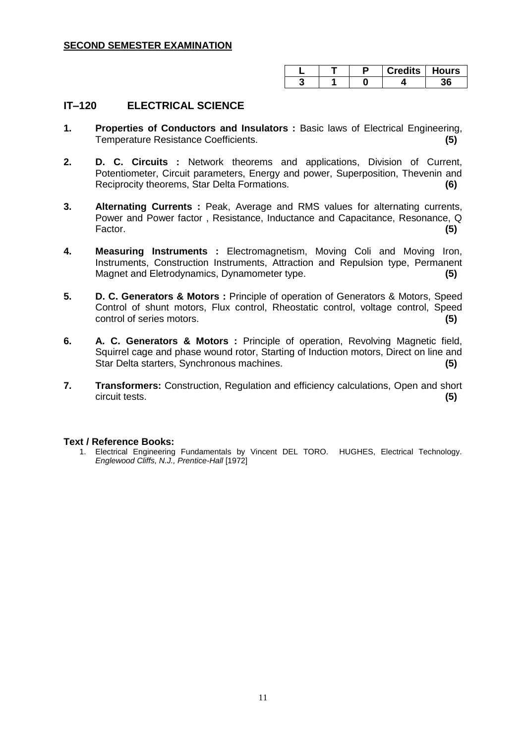**SECOND SEMESTER EXAMINATION**

| L | T | P | Credits | Hours |
|---|---|---|---|---|
| 3 | 1 | 0 | 4 | 36 |

## IT–120 ELECTRICAL SCIENCE

1. **Properties of Conductors and Insulators :** Basic laws of Electrical Engineering, Temperature Resistance Coefficients. **(5)**

2. **D. C. Circuits :** Network theorems and applications, Division of Current, Potentiometer, Circuit parameters, Energy and power, Superposition, Thevenin and Reciprocity theorems, Star Delta Formations. **(6)**

3. **Alternating Currents :** Peak, Average and RMS values for alternating currents, Power and Power factor , Resistance, Inductance and Capacitance, Resonance, Q Factor. **(5)**

4. **Measuring Instruments :** Electromagnetism, Moving Coli and Moving Iron, Instruments, Construction Instruments, Attraction and Repulsion type, Permanent Magnet and Eletrodynamics, Dynamometer type. **(5)**

5. **D. C. Generators & Motors :** Principle of operation of Generators & Motors, Speed Control of shunt motors, Flux control, Rheostatic control, voltage control, Speed control of series motors. **(5)**

6. **A. C. Generators & Motors :** Principle of operation, Revolving Magnetic field, Squirrel cage and phase wound rotor, Starting of Induction motors, Direct on line and Star Delta starters, Synchronous machines. **(5)**

7. **Transformers:** Construction, Regulation and efficiency calculations, Open and short circuit tests. **(5)**

**Text / Reference Books:**

1. Electrical Engineering Fundamentals by Vincent DEL TORO. HUGHES, Electrical Technology. *Englewood Cliffs, N.J., Prentice-Hall* [1972]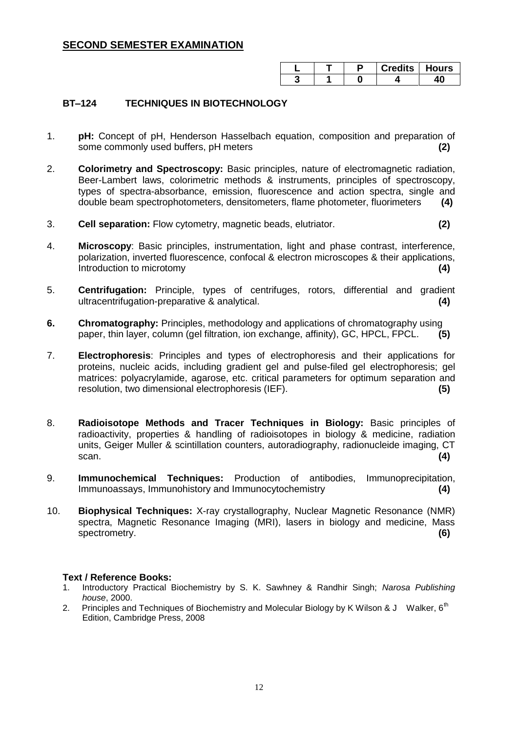## SECOND SEMESTER EXAMINATION

| L | T | P | Credits | Hours |
|---|---|---|---|---|
| 3 | 1 | 0 | 4 | 40 |

### BT–124 TECHNIQUES IN BIOTECHNOLOGY

1. **pH:** Concept of pH, Henderson Hasselbach equation, composition and preparation of some commonly used buffers, pH meters **(2)**

2. **Colorimetry and Spectroscopy:** Basic principles, nature of electromagnetic radiation, Beer-Lambert laws, colorimetric methods & instruments, principles of spectroscopy, types of spectra-absorbance, emission, fluorescence and action spectra, single and double beam spectrophotometers, densitometers, flame photometer, fluorimeters **(4)**

3. **Cell separation:** Flow cytometry, magnetic beads, elutriator. **(2)**

4. **Microscopy**: Basic principles, instrumentation, light and phase contrast, interference, polarization, inverted fluorescence, confocal & electron microscopes & their applications, Introduction to microtomy **(4)**

5. **Centrifugation:** Principle, types of centrifuges, rotors, differential and gradient ultracentrifugation-preparative & analytical. **(4)**

6. **Chromatography:** Principles, methodology and applications of chromatography using paper, thin layer, column (gel filtration, ion exchange, affinity), GC, HPCL, FPCL. **(5)**

7. **Electrophoresis**: Principles and types of electrophoresis and their applications for proteins, nucleic acids, including gradient gel and pulse-filed gel electrophoresis; gel matrices: polyacrylamide, agarose, etc. critical parameters for optimum separation and resolution, two dimensional electrophoresis (IEF). **(5)**

8. **Radioisotope Methods and Tracer Techniques in Biology:** Basic principles of radioactivity, properties & handling of radioisotopes in biology & medicine, radiation units, Geiger Muller & scintillation counters, autoradiography, radionucleide imaging, CT scan. **(4)**

9. **Immunochemical Techniques:** Production of antibodies, Immunoprecipitation, Immunoassays, Immunohistory and Immunocytochemistry **(4)**

10. **Biophysical Techniques:** X-ray crystallography, Nuclear Magnetic Resonance (NMR) spectra, Magnetic Resonance Imaging (MRI), lasers in biology and medicine, Mass spectrometry. **(6)**

**Text / Reference Books:**

1. Introductory Practical Biochemistry by S. K. Sawhney & Randhir Singh; *Narosa Publishing house*, 2000.
2. Principles and Techniques of Biochemistry and Molecular Biology by K Wilson & J Walker, 6th Edition, Cambridge Press, 2008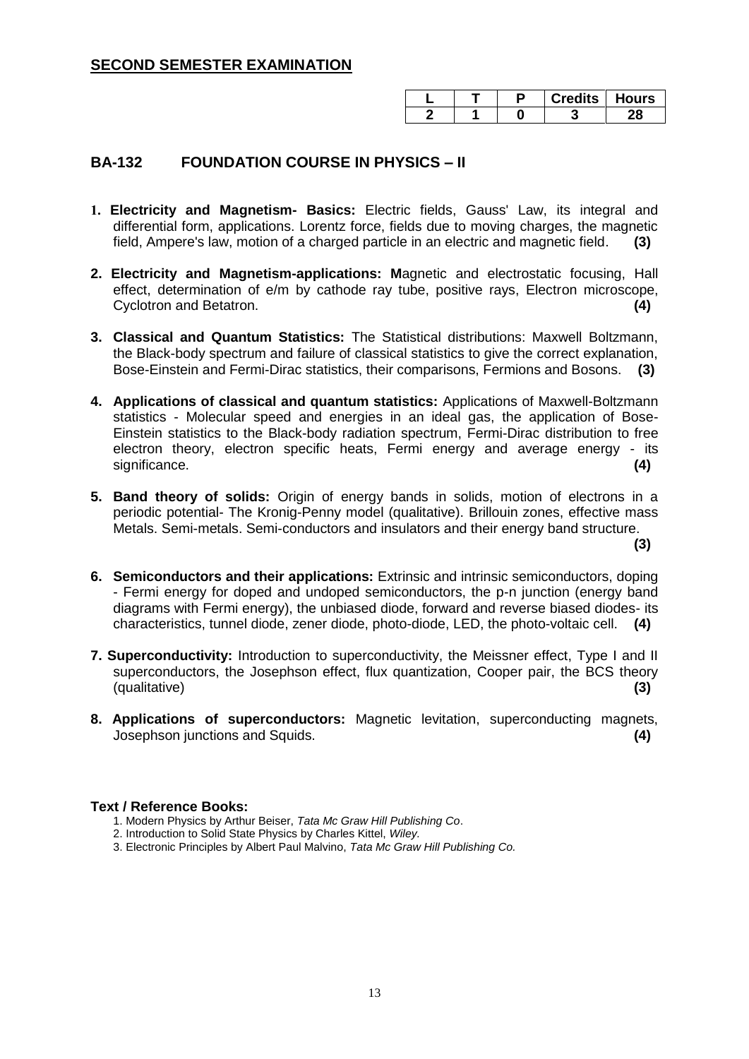## SECOND SEMESTER EXAMINATION

| L | T | P | Credits | Hours |
|---|---|---|---|---|
| 2 | 1 | 0 | 3 | 28 |

## BA-132 FOUNDATION COURSE IN PHYSICS – II

1. **Electricity and Magnetism- Basics:** Electric fields, Gauss' Law, its integral and differential form, applications. Lorentz force, fields due to moving charges, the magnetic field, Ampere's law, motion of a charged particle in an electric and magnetic field. **(3)**

2. **Electricity and Magnetism-applications: M**agnetic and electrostatic focusing, Hall effect, determination of e/m by cathode ray tube, positive rays, Electron microscope, Cyclotron and Betatron. **(4)**

3. **Classical and Quantum Statistics:** The Statistical distributions: Maxwell Boltzmann, the Black-body spectrum and failure of classical statistics to give the correct explanation, Bose-Einstein and Fermi-Dirac statistics, their comparisons, Fermions and Bosons. **(3)**

4. **Applications of classical and quantum statistics:** Applications of Maxwell-Boltzmann statistics - Molecular speed and energies in an ideal gas, the application of Bose-Einstein statistics to the Black-body radiation spectrum, Fermi-Dirac distribution to free electron theory, electron specific heats, Fermi energy and average energy - its significance. **(4)**

5. **Band theory of solids:** Origin of energy bands in solids, motion of electrons in a periodic potential- The Kronig-Penny model (qualitative). Brillouin zones, effective mass Metals. Semi-metals. Semi-conductors and insulators and their energy band structure. **(3)**

6. **Semiconductors and their applications:** Extrinsic and intrinsic semiconductors, doping - Fermi energy for doped and undoped semiconductors, the p-n junction (energy band diagrams with Fermi energy), the unbiased diode, forward and reverse biased diodes- its characteristics, tunnel diode, zener diode, photo-diode, LED, the photo-voltaic cell. **(4)**

7. **Superconductivity:** Introduction to superconductivity, the Meissner effect, Type I and II superconductors, the Josephson effect, flux quantization, Cooper pair, the BCS theory (qualitative) **(3)**

8. **Applications of superconductors:** Magnetic levitation, superconducting magnets, Josephson junctions and Squids. **(4)**

**Text / Reference Books:**

1. Modern Physics by Arthur Beiser, *Tata Mc Graw Hill Publishing Co*.
2. Introduction to Solid State Physics by Charles Kittel, *Wiley.*
3. Electronic Principles by Albert Paul Malvino, *Tata Mc Graw Hill Publishing Co.*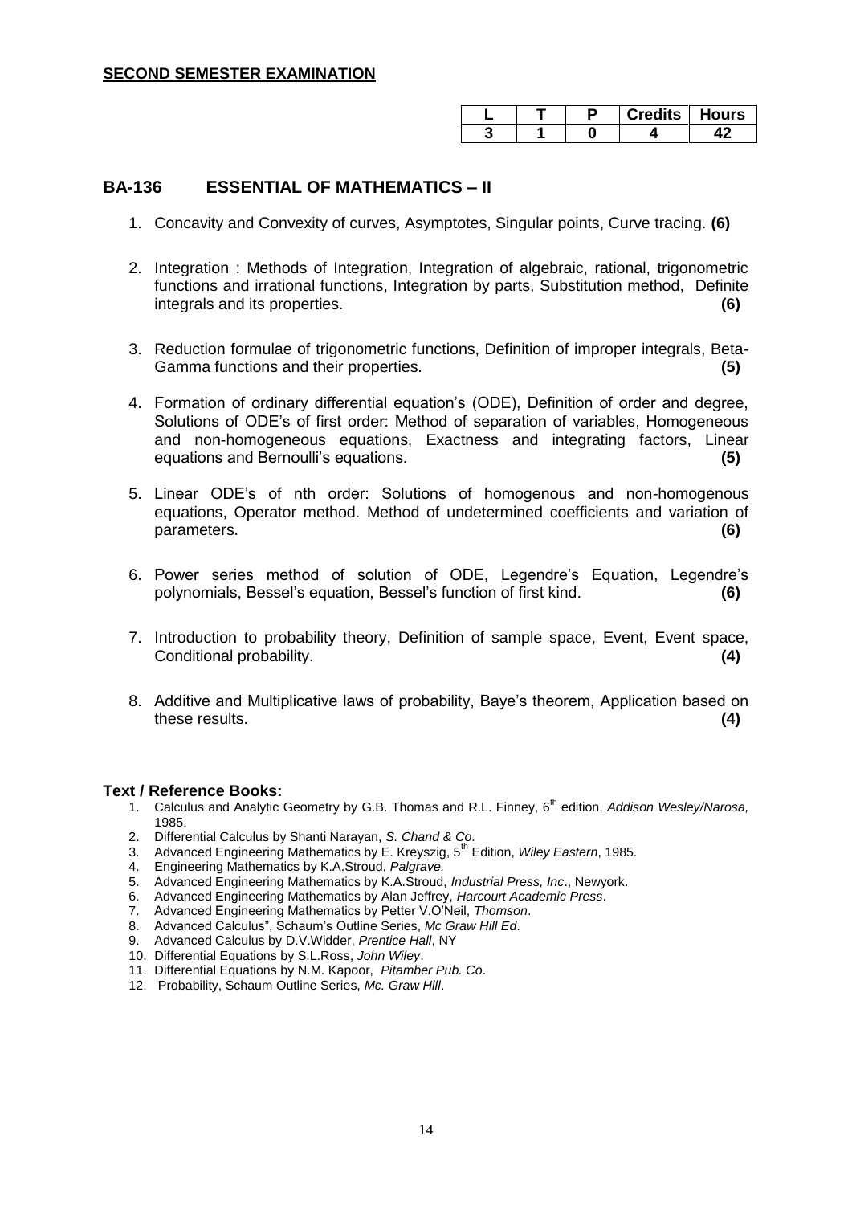**SECOND SEMESTER EXAMINATION**

| L | T | P | Credits | Hours |
|---|---|---|---|---|
| 3 | 1 | 0 | 4 | 42 |

## BA-136 ESSENTIAL OF MATHEMATICS – II

1. Concavity and Convexity of curves, Asymptotes, Singular points, Curve tracing. **(6)**
2. Integration : Methods of Integration, Integration of algebraic, rational, trigonometric functions and irrational functions, Integration by parts, Substitution method, Definite integrals and its properties. **(6)**
3. Reduction formulae of trigonometric functions, Definition of improper integrals, Beta-Gamma functions and their properties. **(5)**
4. Formation of ordinary differential equation's (ODE), Definition of order and degree, Solutions of ODE's of first order: Method of separation of variables, Homogeneous and non-homogeneous equations, Exactness and integrating factors, Linear equations and Bernoulli's equations. **(5)**
5. Linear ODE's of nth order: Solutions of homogenous and non-homogenous equations, Operator method. Method of undetermined coefficients and variation of parameters. **(6)**
6. Power series method of solution of ODE, Legendre's Equation, Legendre's polynomials, Bessel's equation, Bessel's function of first kind. **(6)**
7. Introduction to probability theory, Definition of sample space, Event, Event space, Conditional probability. **(4)**
8. Additive and Multiplicative laws of probability, Baye's theorem, Application based on these results. **(4)**

**Text / Reference Books:**

1. Calculus and Analytic Geometry by G.B. Thomas and R.L. Finney, 6th edition, *Addison Wesley/Narosa,* 1985.
2. Differential Calculus by Shanti Narayan, *S. Chand & Co.*
3. Advanced Engineering Mathematics by E. Kreyszig, 5th Edition, *Wiley Eastern*, 1985.
4. Engineering Mathematics by K.A.Stroud, *Palgrave.*
5. Advanced Engineering Mathematics by K.A.Stroud, *Industrial Press, Inc*., Newyork.
6. Advanced Engineering Mathematics by Alan Jeffrey, *Harcourt Academic Press*.
7. Advanced Engineering Mathematics by Petter V.O'Neil, *Thomson*.
8. Advanced Calculus", Schaum's Outline Series, *Mc Graw Hill Ed*.
9. Advanced Calculus by D.V.Widder, *Prentice Hall*, NY
10. Differential Equations by S.L.Ross, *John Wiley*.
11. Differential Equations by N.M. Kapoor, *Pitamber Pub. Co*.
12. Probability, Schaum Outline Series, *Mc. Graw Hill*.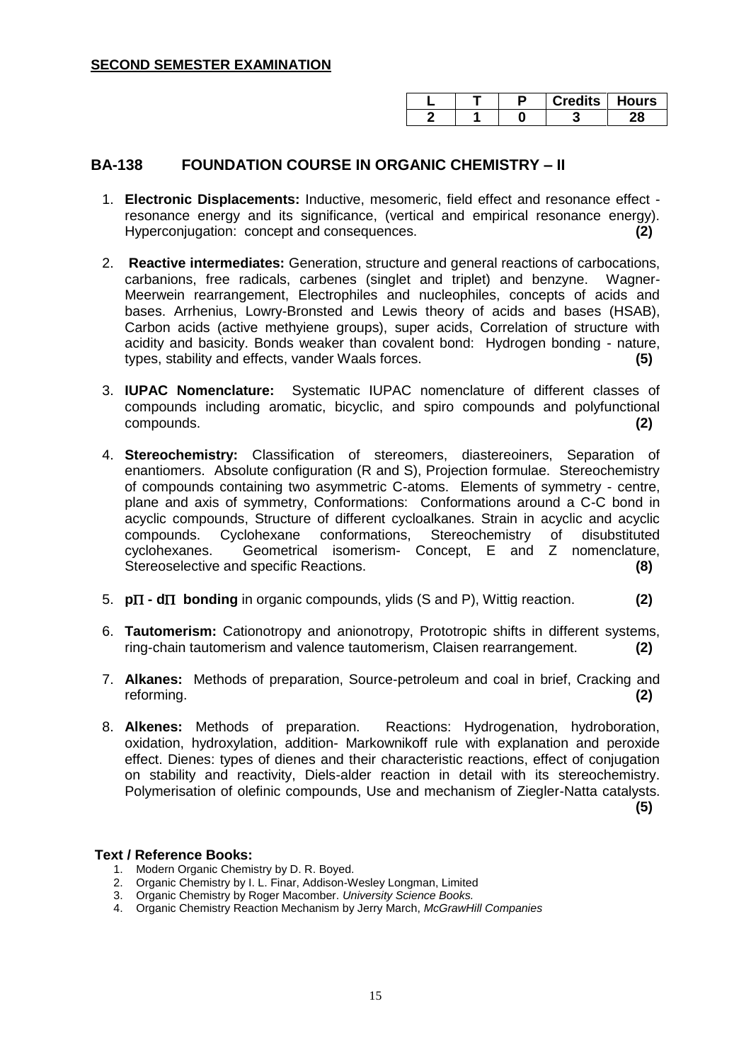**SECOND SEMESTER EXAMINATION**

| L | T | P | Credits | Hours |
|---|---|---|---|---|
| 2 | 1 | 0 | 3 | 28 |

## BA-138 FOUNDATION COURSE IN ORGANIC CHEMISTRY – II

1. **Electronic Displacements:** Inductive, mesomeric, field effect and resonance effect - resonance energy and its significance, (vertical and empirical resonance energy). Hyperconjugation: concept and consequences. **(2)**

2. **Reactive intermediates:** Generation, structure and general reactions of carbocations, carbanions, free radicals, carbenes (singlet and triplet) and benzyne. Wagner-Meerwein rearrangement, Electrophiles and nucleophiles, concepts of acids and bases. Arrhenius, Lowry-Bronsted and Lewis theory of acids and bases (HSAB), Carbon acids (active methyiene groups), super acids, Correlation of structure with acidity and basicity. Bonds weaker than covalent bond: Hydrogen bonding - nature, types, stability and effects, vander Waals forces. **(5)**

3. **IUPAC Nomenclature:** Systematic IUPAC nomenclature of different classes of compounds including aromatic, bicyclic, and spiro compounds and polyfunctional compounds. **(2)**

4. **Stereochemistry:** Classification of stereomers, diastereoiners, Separation of enantiomers. Absolute configuration (R and S), Projection formulae. Stereochemistry of compounds containing two asymmetric C-atoms. Elements of symmetry - centre, plane and axis of symmetry, Conformations: Conformations around a C-C bond in acyclic compounds, Structure of different cycloalkanes. Strain in acyclic and acyclic compounds. Cyclohexane conformations, Stereochemistry of disubstituted cyclohexanes. Geometrical isomerism- Concept, E and Z nomenclature, Stereoselective and specific Reactions. **(8)**

5. **$p\Pi$ - $d\Pi$ bonding** in organic compounds, ylids (S and P), Wittig reaction. **(2)**

6. **Tautomerism:** Cationotropy and anionotropy, Prototropic shifts in different systems, ring-chain tautomerism and valence tautomerism, Claisen rearrangement. **(2)**

7. **Alkanes:** Methods of preparation, Source-petroleum and coal in brief, Cracking and reforming. **(2)**

8. **Alkenes:** Methods of preparation. Reactions: Hydrogenation, hydroboration, oxidation, hydroxylation, addition- Markownikoff rule with explanation and peroxide effect. Dienes: types of dienes and their characteristic reactions, effect of conjugation on stability and reactivity, Diels-alder reaction in detail with its stereochemistry. Polymerisation of olefinic compounds, Use and mechanism of Ziegler-Natta catalysts. **(5)**

**Text / Reference Books:**

1. Modern Organic Chemistry by D. R. Boyed.
2. Organic Chemistry by I. L. Finar, Addison-Wesley Longman, Limited
3. Organic Chemistry by Roger Macomber. *University Science Books.*
4. Organic Chemistry Reaction Mechanism by Jerry March, *McGrawHill Companies*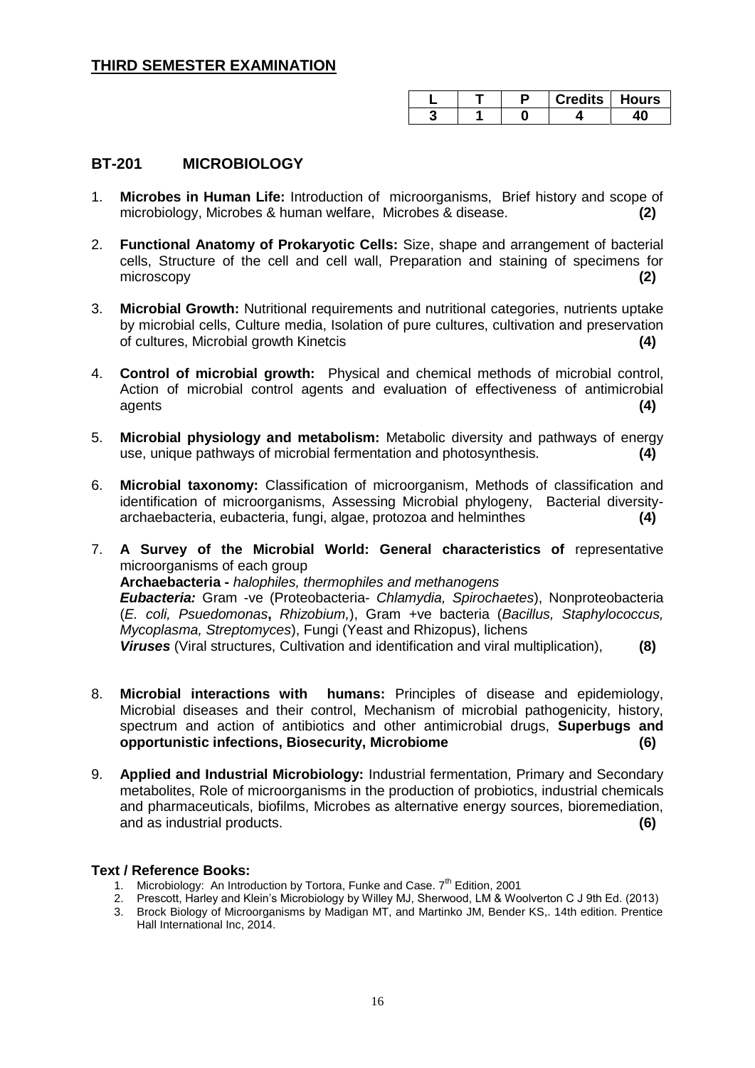## THIRD SEMESTER EXAMINATION

| L | T | P | Credits | Hours |
|---|---|---|---|---|
| 3 | 1 | 0 | 4 | 40 |

## BT-201 MICROBIOLOGY

1. **Microbes in Human Life:** Introduction of microorganisms, Brief history and scope of microbiology, Microbes & human welfare, Microbes & disease. **(2)**

2. **Functional Anatomy of Prokaryotic Cells:** Size, shape and arrangement of bacterial cells, Structure of the cell and cell wall, Preparation and staining of specimens for microscopy **(2)**

3. **Microbial Growth:** Nutritional requirements and nutritional categories, nutrients uptake by microbial cells, Culture media, Isolation of pure cultures, cultivation and preservation of cultures, Microbial growth Kinetcis **(4)**

4. **Control of microbial growth:** Physical and chemical methods of microbial control, Action of microbial control agents and evaluation of effectiveness of antimicrobial agents **(4)**

5. **Microbial physiology and metabolism:** Metabolic diversity and pathways of energy use, unique pathways of microbial fermentation and photosynthesis. **(4)**

6. **Microbial taxonomy:** Classification of microorganism, Methods of classification and identification of microorganisms, Assessing Microbial phylogeny, Bacterial diversity-archaebacteria, eubacteria, fungi, algae, protozoa and helminthes **(4)**

7. **A Survey of the Microbial World: General characteristics of** representative microorganisms of each group
   **Archaebacteria -** *halophiles, thermophiles and methanogens*
   ***Eubacteria:*** Gram -ve (Proteobacteria- *Chlamydia, Spirochaetes*), Nonproteobacteria (*E. coli, Psuedomonas*, *Rhizobium,*), Gram +ve bacteria (*Bacillus, Staphylococcus, Mycoplasma, Streptomyces*), Fungi (Yeast and Rhizopus), lichens
   ***Viruses*** (Viral structures, Cultivation and identification and viral multiplication), **(8)**

8. **Microbial interactions with humans:** Principles of disease and epidemiology, Microbial diseases and their control, Mechanism of microbial pathogenicity, history, spectrum and action of antibiotics and other antimicrobial drugs, **Superbugs and opportunistic infections, Biosecurity, Microbiome (6)**

9. **Applied and Industrial Microbiology:** Industrial fermentation, Primary and Secondary metabolites, Role of microorganisms in the production of probiotics, industrial chemicals and pharmaceuticals, biofilms, Microbes as alternative energy sources, bioremediation, and as industrial products. **(6)**

### Text / Reference Books:

1. Microbiology: An Introduction by Tortora, Funke and Case. 7th Edition, 2001
2. Prescott, Harley and Klein's Microbiology by Willey MJ, Sherwood, LM & Woolverton C J 9th Ed. (2013)
3. Brock Biology of Microorganisms by Madigan MT, and Martinko JM, Bender KS,. 14th edition. Prentice Hall International Inc, 2014.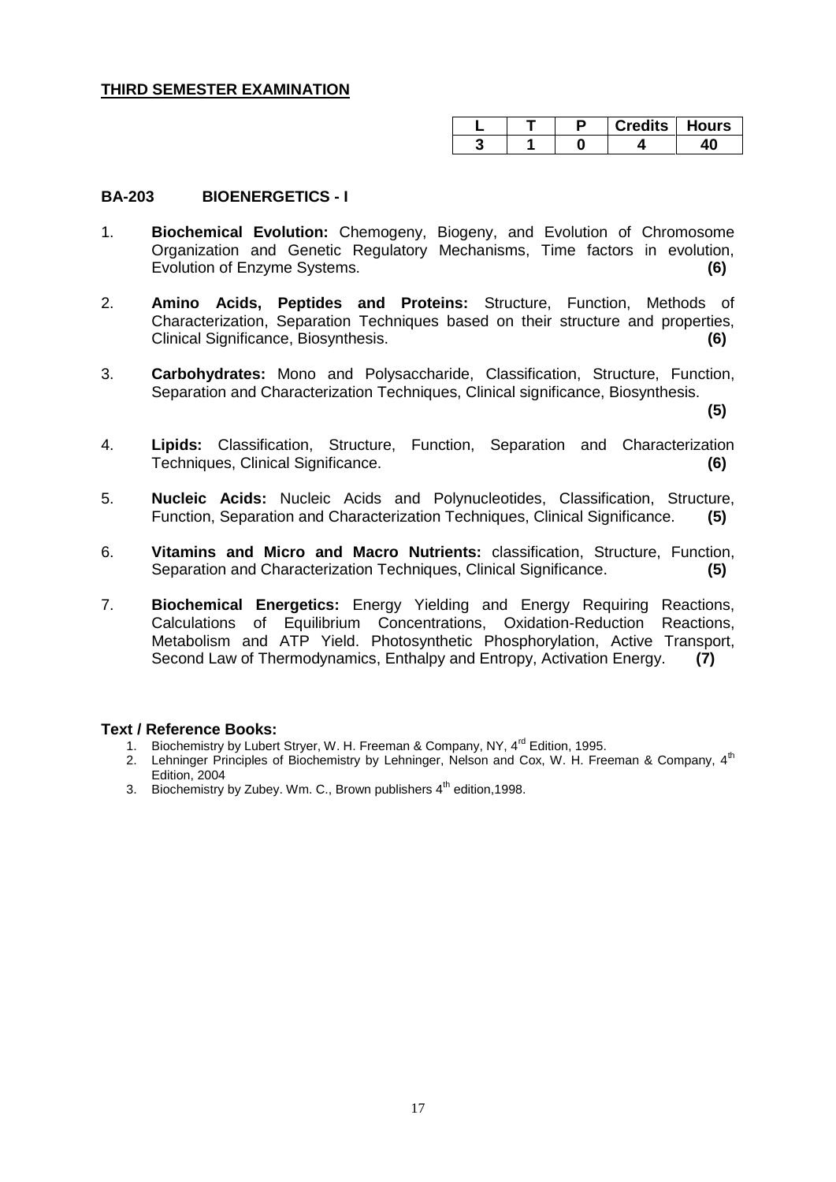**THIRD SEMESTER EXAMINATION**

| L | T | P | Credits | Hours |
|---|---|---|---|---|
| 3 | 1 | 0 | 4 | 40 |

**BA-203 BIOENERGETICS - I**

1. **Biochemical Evolution:** Chemogeny, Biogeny, and Evolution of Chromosome Organization and Genetic Regulatory Mechanisms, Time factors in evolution, Evolution of Enzyme Systems. **(6)**

2. **Amino Acids, Peptides and Proteins:** Structure, Function, Methods of Characterization, Separation Techniques based on their structure and properties, Clinical Significance, Biosynthesis. **(6)**

3. **Carbohydrates:** Mono and Polysaccharide, Classification, Structure, Function, Separation and Characterization Techniques, Clinical significance, Biosynthesis. **(5)**

4. **Lipids:** Classification, Structure, Function, Separation and Characterization Techniques, Clinical Significance. **(6)**

5. **Nucleic Acids:** Nucleic Acids and Polynucleotides, Classification, Structure, Function, Separation and Characterization Techniques, Clinical Significance. **(5)**

6. **Vitamins and Micro and Macro Nutrients:** classification, Structure, Function, Separation and Characterization Techniques, Clinical Significance. **(5)**

7. **Biochemical Energetics:** Energy Yielding and Energy Requiring Reactions, Calculations of Equilibrium Concentrations, Oxidation-Reduction Reactions, Metabolism and ATP Yield. Photosynthetic Phosphorylation, Active Transport, Second Law of Thermodynamics, Enthalpy and Entropy, Activation Energy. **(7)**

**Text / Reference Books:**

1. Biochemistry by Lubert Stryer, W. H. Freeman & Company, NY, 4$^{rd}$ Edition, 1995.
2. Lehninger Principles of Biochemistry by Lehninger, Nelson and Cox, W. H. Freeman & Company, 4$^{th}$ Edition, 2004
3. Biochemistry by Zubey. Wm. C., Brown publishers 4$^{th}$ edition,1998.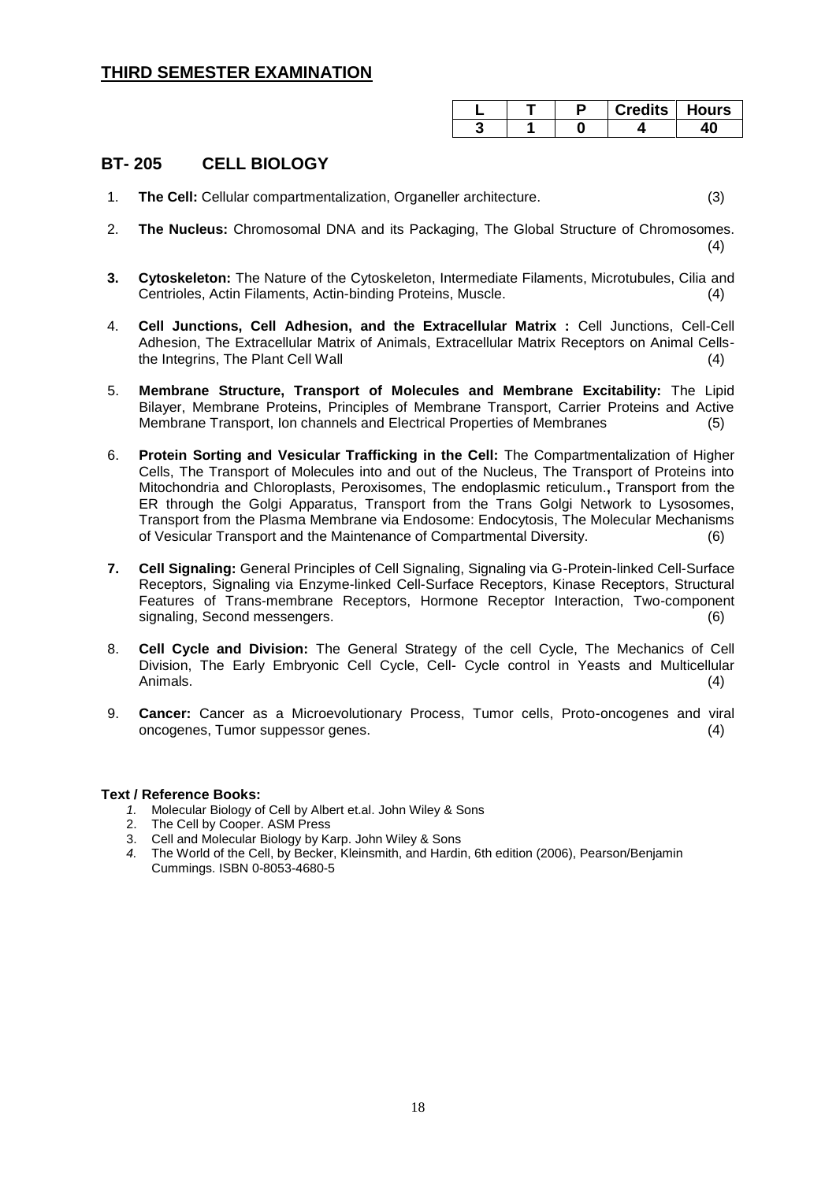## THIRD SEMESTER EXAMINATION

| L | T | P | Credits | Hours |
|---|---|---|---|---|
| 3 | 1 | 0 | 4 | 40 |

## BT- 205 CELL BIOLOGY

1. **The Cell:** Cellular compartmentalization, Organeller architecture. (3)

2. **The Nucleus:** Chromosomal DNA and its Packaging, The Global Structure of Chromosomes. (4)

3. **Cytoskeleton:** The Nature of the Cytoskeleton, Intermediate Filaments, Microtubules, Cilia and Centrioles, Actin Filaments, Actin-binding Proteins, Muscle. (4)

4. **Cell Junctions, Cell Adhesion, and the Extracellular Matrix :** Cell Junctions, Cell-Cell Adhesion, The Extracellular Matrix of Animals, Extracellular Matrix Receptors on Animal Cells- the Integrins, The Plant Cell Wall (4)

5. **Membrane Structure, Transport of Molecules and Membrane Excitability:** The Lipid Bilayer, Membrane Proteins, Principles of Membrane Transport, Carrier Proteins and Active Membrane Transport, Ion channels and Electrical Properties of Membranes (5)

6. **Protein Sorting and Vesicular Trafficking in the Cell:** The Compartmentalization of Higher Cells, The Transport of Molecules into and out of the Nucleus, The Transport of Proteins into Mitochondria and Chloroplasts, Peroxisomes, The endoplasmic reticulum.**,** Transport from the ER through the Golgi Apparatus, Transport from the Trans Golgi Network to Lysosomes, Transport from the Plasma Membrane via Endosome: Endocytosis, The Molecular Mechanisms of Vesicular Transport and the Maintenance of Compartmental Diversity. (6)

7. **Cell Signaling:** General Principles of Cell Signaling, Signaling via G-Protein-linked Cell-Surface Receptors, Signaling via Enzyme-linked Cell-Surface Receptors, Kinase Receptors, Structural Features of Trans-membrane Receptors, Hormone Receptor Interaction, Two-component signaling, Second messengers. (6)

8. **Cell Cycle and Division:** The General Strategy of the cell Cycle, The Mechanics of Cell Division, The Early Embryonic Cell Cycle, Cell- Cycle control in Yeasts and Multicellular Animals. (4)

9. **Cancer:** Cancer as a Microevolutionary Process, Tumor cells, Proto-oncogenes and viral oncogenes, Tumor suppessor genes. (4)

**Text / Reference Books:**

1. Molecular Biology of Cell by Albert et.al. John Wiley & Sons
2. The Cell by Cooper. ASM Press
3. Cell and Molecular Biology by Karp. John Wiley & Sons
4. The World of the Cell, by Becker, Kleinsmith, and Hardin, 6th edition (2006), Pearson/Benjamin Cummings. ISBN 0-8053-4680-5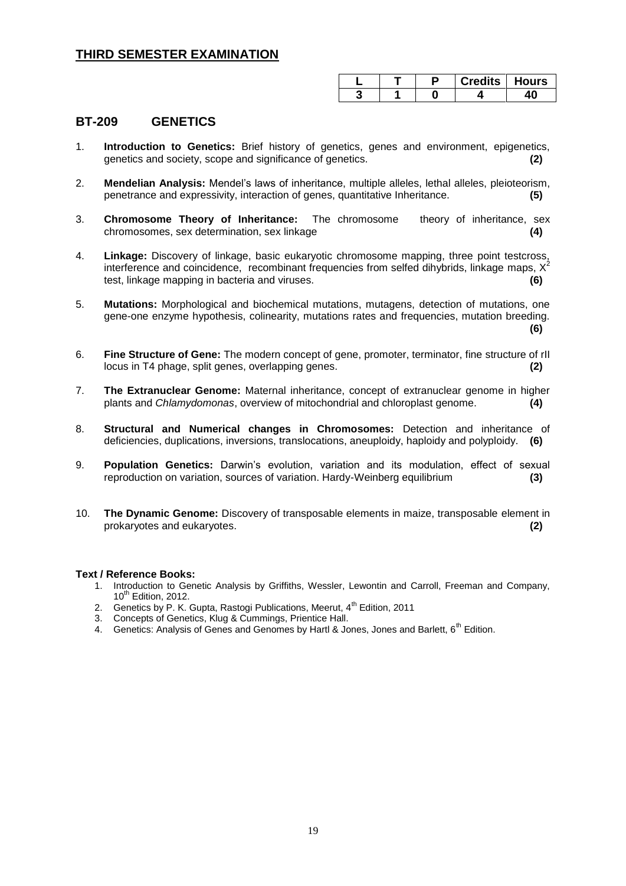## THIRD SEMESTER EXAMINATION

| L | T | P | Credits | Hours |
|---|---|---|---|---|
| 3 | 1 | 0 | 4 | 40 |

## BT-209 GENETICS

1. **Introduction to Genetics:** Brief history of genetics, genes and environment, epigenetics, genetics and society, scope and significance of genetics. **(2)**

2. **Mendelian Analysis:** Mendel's laws of inheritance, multiple alleles, lethal alleles, pleioteorism, penetrance and expressivity, interaction of genes, quantitative Inheritance. **(5)**

3. **Chromosome Theory of Inheritance:** The chromosome theory of inheritance, sex chromosomes, sex determination, sex linkage **(4)**

4. **Linkage:** Discovery of linkage, basic eukaryotic chromosome mapping, three point testcross, interference and coincidence, recombinant frequencies from selfed dihybrids, linkage maps, $X^2$ test, linkage mapping in bacteria and viruses. **(6)**

5. **Mutations:** Morphological and biochemical mutations, mutagens, detection of mutations, one gene-one enzyme hypothesis, colinearity, mutations rates and frequencies, mutation breeding. **(6)**

6. **Fine Structure of Gene:** The modern concept of gene, promoter, terminator, fine structure of rII locus in T4 phage, split genes, overlapping genes. **(2)**

7. **The Extranuclear Genome:** Maternal inheritance, concept of extranuclear genome in higher plants and *Chlamydomonas*, overview of mitochondrial and chloroplast genome. **(4)**

8. **Structural and Numerical changes in Chromosomes:** Detection and inheritance of deficiencies, duplications, inversions, translocations, aneuploidy, haploidy and polyploidy. **(6)**

9. **Population Genetics:** Darwin's evolution, variation and its modulation, effect of sexual reproduction on variation, sources of variation. Hardy-Weinberg equilibrium **(3)**

10. **The Dynamic Genome:** Discovery of transposable elements in maize, transposable element in prokaryotes and eukaryotes. **(2)**

**Text / Reference Books:**

1. Introduction to Genetic Analysis by Griffiths, Wessler, Lewontin and Carroll, Freeman and Company, 10th Edition, 2012.
2. Genetics by P. K. Gupta, Rastogi Publications, Meerut, 4th Edition, 2011
3. Concepts of Genetics, Klug & Cummings, Prientice Hall.
4. Genetics: Analysis of Genes and Genomes by Hartl & Jones, Jones and Barlett, 6th Edition.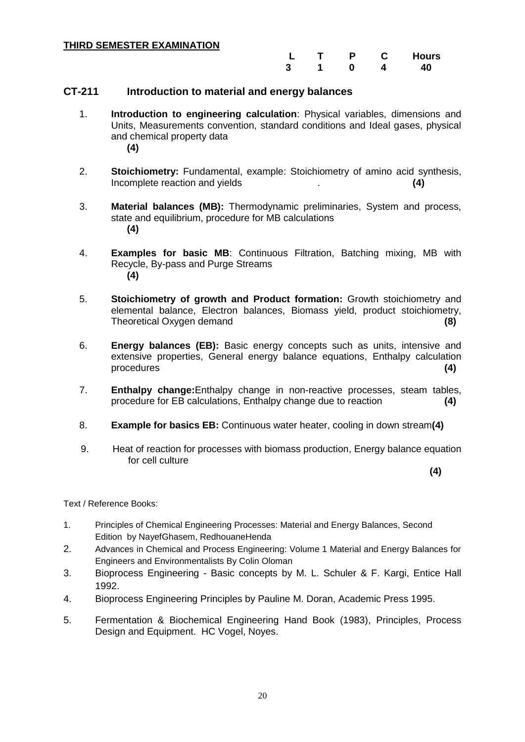**THIRD SEMESTER EXAMINATION**

| L | T | P | C | Hours |
|---|---|---|---|---|
| 3 | 1 | 0 | 4 | 40 |

## CT-211 Introduction to material and energy balances

1. **Introduction to engineering calculation**: Physical variables, dimensions and Units, Measurements convention, standard conditions and Ideal gases, physical and chemical property data **(4)**

2. **Stoichiometry:** Fundamental, example: Stoichiometry of amino acid synthesis, Incomplete reaction and yields . **(4)**

3. **Material balances (MB):** Thermodynamic preliminaries, System and process, state and equilibrium, procedure for MB calculations **(4)**

4. **Examples for basic MB**: Continuous Filtration, Batching mixing, MB with Recycle, By-pass and Purge Streams **(4)**

5. **Stoichiometry of growth and Product formation:** Growth stoichiometry and elemental balance, Electron balances, Biomass yield, product stoichiometry, Theoretical Oxygen demand **(8)**

6. **Energy balances (EB):** Basic energy concepts such as units, intensive and extensive properties, General energy balance equations, Enthalpy calculation procedures **(4)**

7. **Enthalpy change:**Enthalpy change in non-reactive processes, steam tables, procedure for EB calculations, Enthalpy change due to reaction **(4)**

8. **Example for basics EB:** Continuous water heater, cooling in down stream**(4)**

9. Heat of reaction for processes with biomass production, Energy balance equation for cell culture **(4)**

Text / Reference Books:

1. Principles of Chemical Engineering Processes: Material and Energy Balances, Second Edition by NayefGhasem, RedhouaneHenda
2. Advances in Chemical and Process Engineering: Volume 1 Material and Energy Balances for Engineers and Environmentalists By Colin Oloman
3. Bioprocess Engineering - Basic concepts by M. L. Schuler & F. Kargi, Entice Hall 1992.
4. Bioprocess Engineering Principles by Pauline M. Doran, Academic Press 1995.
5. Fermentation & Biochemical Engineering Hand Book (1983), Principles, Process Design and Equipment. HC Vogel, Noyes.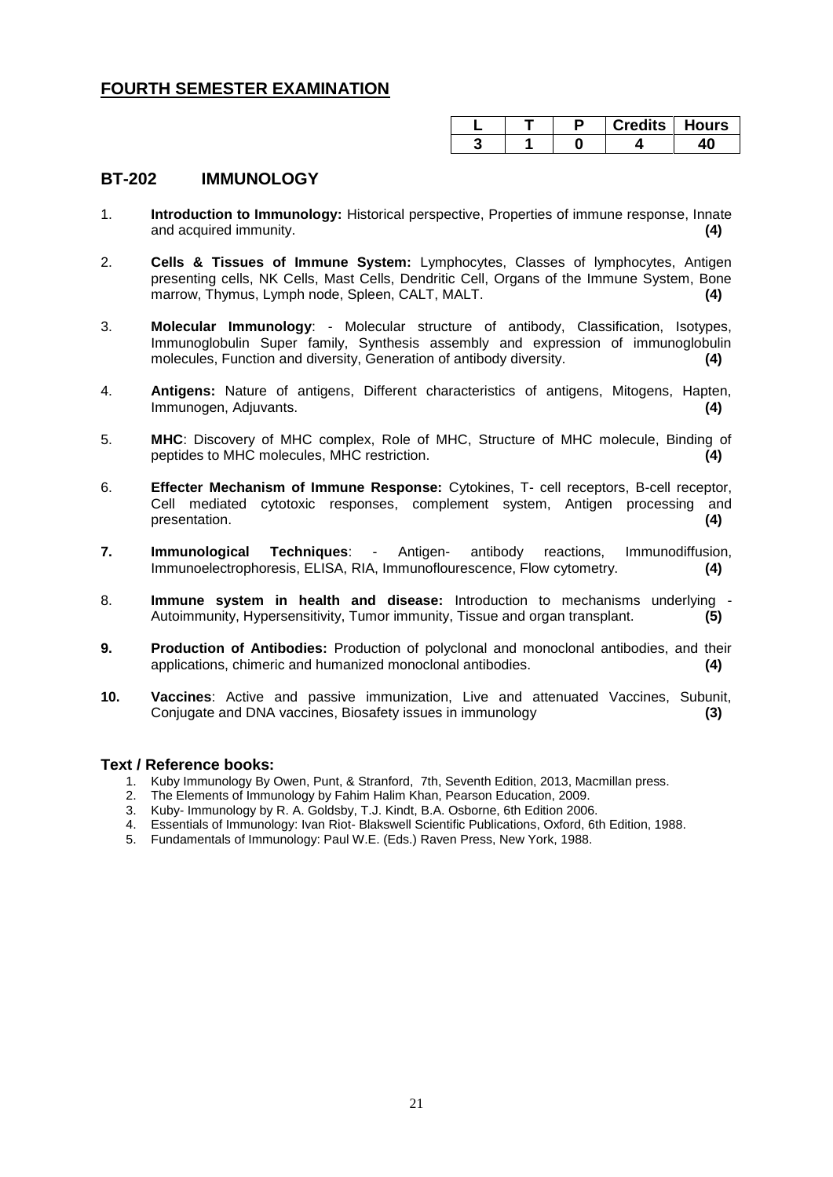## FOURTH SEMESTER EXAMINATION

| L | T | P | Credits | Hours |
|---|---|---|---|---|
| 3 | 1 | 0 | 4 | 40 |

## BT-202 IMMUNOLOGY

1. **Introduction to Immunology:** Historical perspective, Properties of immune response, Innate and acquired immunity. **(4)**

2. **Cells & Tissues of Immune System:** Lymphocytes, Classes of lymphocytes, Antigen presenting cells, NK Cells, Mast Cells, Dendritic Cell, Organs of the Immune System, Bone marrow, Thymus, Lymph node, Spleen, CALT, MALT. **(4)**

3. **Molecular Immunology**: - Molecular structure of antibody, Classification, Isotypes, Immunoglobulin Super family, Synthesis assembly and expression of immunoglobulin molecules, Function and diversity, Generation of antibody diversity. **(4)**

4. **Antigens:** Nature of antigens, Different characteristics of antigens, Mitogens, Hapten, Immunogen, Adjuvants. **(4)**

5. **MHC**: Discovery of MHC complex, Role of MHC, Structure of MHC molecule, Binding of peptides to MHC molecules, MHC restriction. **(4)**

6. **Effecter Mechanism of Immune Response:** Cytokines, T- cell receptors, B-cell receptor, Cell mediated cytotoxic responses, complement system, Antigen processing and presentation. **(4)**

7. **Immunological Techniques**: - Antigen- antibody reactions, Immunodiffusion, Immunoelectrophoresis, ELISA, RIA, Immunoflourescence, Flow cytometry. **(4)**

8. **Immune system in health and disease:** Introduction to mechanisms underlying - Autoimmunity, Hypersensitivity, Tumor immunity, Tissue and organ transplant. **(5)**

9. **Production of Antibodies:** Production of polyclonal and monoclonal antibodies, and their applications, chimeric and humanized monoclonal antibodies. **(4)**

10. **Vaccines**: Active and passive immunization, Live and attenuated Vaccines, Subunit, Conjugate and DNA vaccines, Biosafety issues in immunology **(3)**

### Text / Reference books:

1. Kuby Immunology By Owen, Punt, & Stranford, 7th, Seventh Edition, 2013, Macmillan press.
2. The Elements of Immunology by Fahim Halim Khan, Pearson Education, 2009.
3. Kuby- Immunology by R. A. Goldsby, T.J. Kindt, B.A. Osborne, 6th Edition 2006.
4. Essentials of Immunology: Ivan Riot- Blakswell Scientific Publications, Oxford, 6th Edition, 1988.
5. Fundamentals of Immunology: Paul W.E. (Eds.) Raven Press, New York, 1988.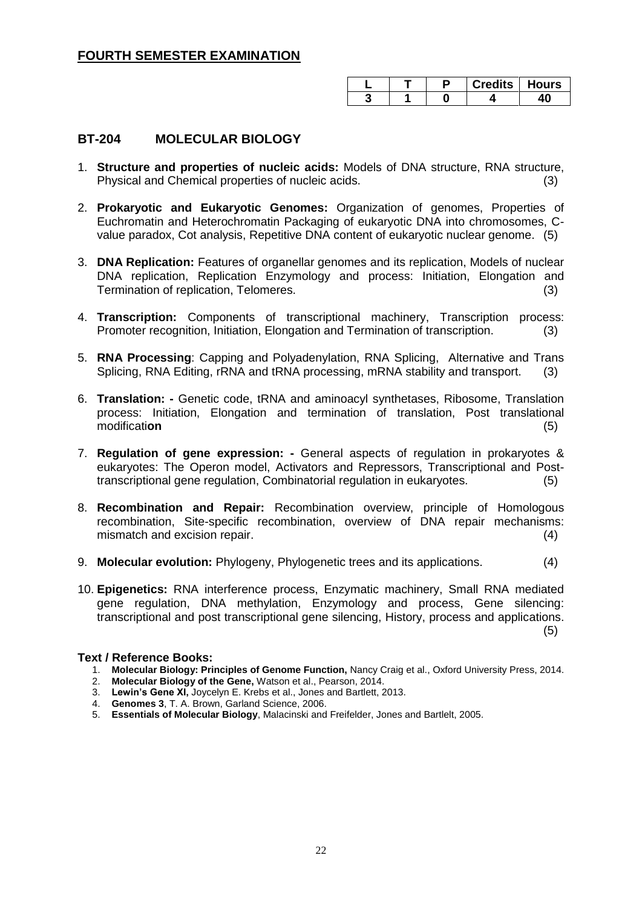## FOURTH SEMESTER EXAMINATION

| L | T | P | Credits | Hours |
|---|---|---|---|---|
| 3 | 1 | 0 | 4 | 40 |

### BT-204 MOLECULAR BIOLOGY

1. **Structure and properties of nucleic acids:** Models of DNA structure, RNA structure, Physical and Chemical properties of nucleic acids. (3)

2. **Prokaryotic and Eukaryotic Genomes:** Organization of genomes, Properties of Euchromatin and Heterochromatin Packaging of eukaryotic DNA into chromosomes, C-value paradox, Cot analysis, Repetitive DNA content of eukaryotic nuclear genome. (5)

3. **DNA Replication:** Features of organellar genomes and its replication, Models of nuclear DNA replication, Replication Enzymology and process: Initiation, Elongation and Termination of replication, Telomeres. (3)

4. **Transcription:** Components of transcriptional machinery, Transcription process: Promoter recognition, Initiation, Elongation and Termination of transcription. (3)

5. **RNA Processing**: Capping and Polyadenylation, RNA Splicing, Alternative and Trans Splicing, RNA Editing, rRNA and tRNA processing, mRNA stability and transport. (3)

6. **Translation: -** Genetic code, tRNA and aminoacyl synthetases, Ribosome, Translation process: Initiation, Elongation and termination of translation, Post translational modificati**on** (5)

7. **Regulation of gene expression: -** General aspects of regulation in prokaryotes & eukaryotes: The Operon model, Activators and Repressors, Transcriptional and Post-transcriptional gene regulation, Combinatorial regulation in eukaryotes. (5)

8. **Recombination and Repair:** Recombination overview, principle of Homologous recombination, Site-specific recombination, overview of DNA repair mechanisms: mismatch and excision repair. (4)

9. **Molecular evolution:** Phylogeny, Phylogenetic trees and its applications. (4)

10. **Epigenetics:** RNA interference process, Enzymatic machinery, Small RNA mediated gene regulation, DNA methylation, Enzymology and process, Gene silencing: transcriptional and post transcriptional gene silencing, History, process and applications. (5)

**Text / Reference Books:**

1. **Molecular Biology: Principles of Genome Function,** Nancy Craig et al., Oxford University Press, 2014.
2. **Molecular Biology of the Gene,** Watson et al., Pearson, 2014.
3. **Lewin's Gene XI,** Joycelyn E. Krebs et al., Jones and Bartlett, 2013.
4. **Genomes 3**, T. A. Brown, Garland Science, 2006.
5. **Essentials of Molecular Biology**, Malacinski and Freifelder, Jones and Bartlelt, 2005.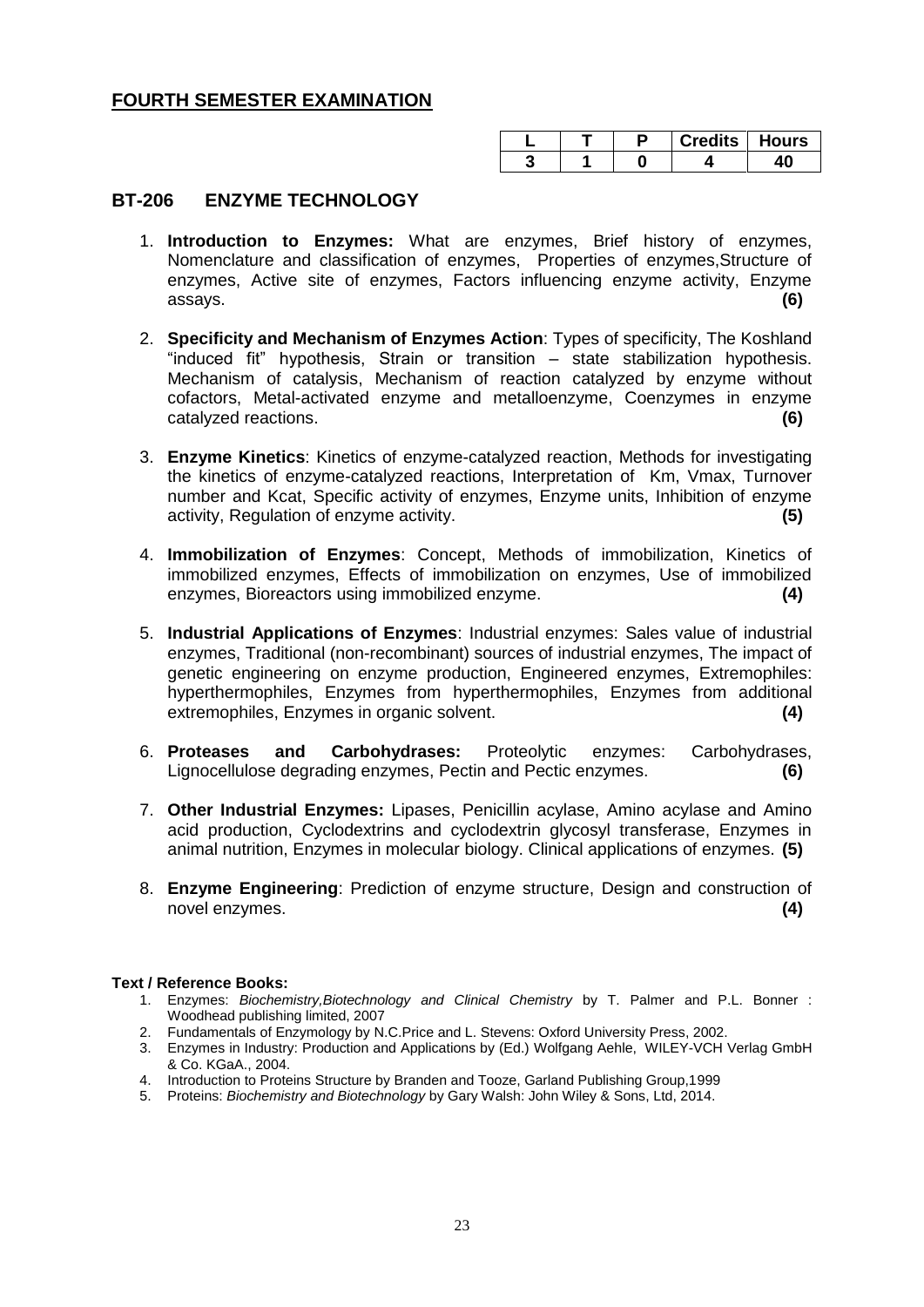## FOURTH SEMESTER EXAMINATION

| L | T | P | Credits | Hours |
|---|---|---|---|---|
| 3 | 1 | 0 | 4 | 40 |

## BT-206 ENZYME TECHNOLOGY

1. **Introduction to Enzymes:** What are enzymes, Brief history of enzymes, Nomenclature and classification of enzymes, Properties of enzymes,Structure of enzymes, Active site of enzymes, Factors influencing enzyme activity, Enzyme assays. **(6)**

2. **Specificity and Mechanism of Enzymes Action**: Types of specificity, The Koshland "induced fit" hypothesis, Strain or transition – state stabilization hypothesis. Mechanism of catalysis, Mechanism of reaction catalyzed by enzyme without cofactors, Metal-activated enzyme and metalloenzyme, Coenzymes in enzyme catalyzed reactions. **(6)**

3. **Enzyme Kinetics**: Kinetics of enzyme-catalyzed reaction, Methods for investigating the kinetics of enzyme-catalyzed reactions, Interpretation of Km, Vmax, Turnover number and Kcat, Specific activity of enzymes, Enzyme units, Inhibition of enzyme activity, Regulation of enzyme activity. **(5)**

4. **Immobilization of Enzymes**: Concept, Methods of immobilization, Kinetics of immobilized enzymes, Effects of immobilization on enzymes, Use of immobilized enzymes, Bioreactors using immobilized enzyme. **(4)**

5. **Industrial Applications of Enzymes**: Industrial enzymes: Sales value of industrial enzymes, Traditional (non-recombinant) sources of industrial enzymes, The impact of genetic engineering on enzyme production, Engineered enzymes, Extremophiles: hyperthermophiles, Enzymes from hyperthermophiles, Enzymes from additional extremophiles, Enzymes in organic solvent. **(4)**

6. **Proteases and Carbohydrases:** Proteolytic enzymes: Carbohydrases, Lignocellulose degrading enzymes, Pectin and Pectic enzymes. **(6)**

7. **Other Industrial Enzymes:** Lipases, Penicillin acylase, Amino acylase and Amino acid production, Cyclodextrins and cyclodextrin glycosyl transferase, Enzymes in animal nutrition, Enzymes in molecular biology. Clinical applications of enzymes. **(5)**

8. **Enzyme Engineering**: Prediction of enzyme structure, Design and construction of novel enzymes. **(4)**

**Text / Reference Books:**

1. Enzymes: *Biochemistry,Biotechnology and Clinical Chemistry* by T. Palmer and P.L. Bonner : Woodhead publishing limited, 2007
2. Fundamentals of Enzymology by N.C.Price and L. Stevens: Oxford University Press, 2002.
3. Enzymes in Industry: Production and Applications by (Ed.) Wolfgang Aehle, WILEY-VCH Verlag GmbH & Co. KGaA., 2004.
4. Introduction to Proteins Structure by Branden and Tooze, Garland Publishing Group,1999
5. Proteins: *Biochemistry and Biotechnology* by Gary Walsh: John Wiley & Sons, Ltd, 2014.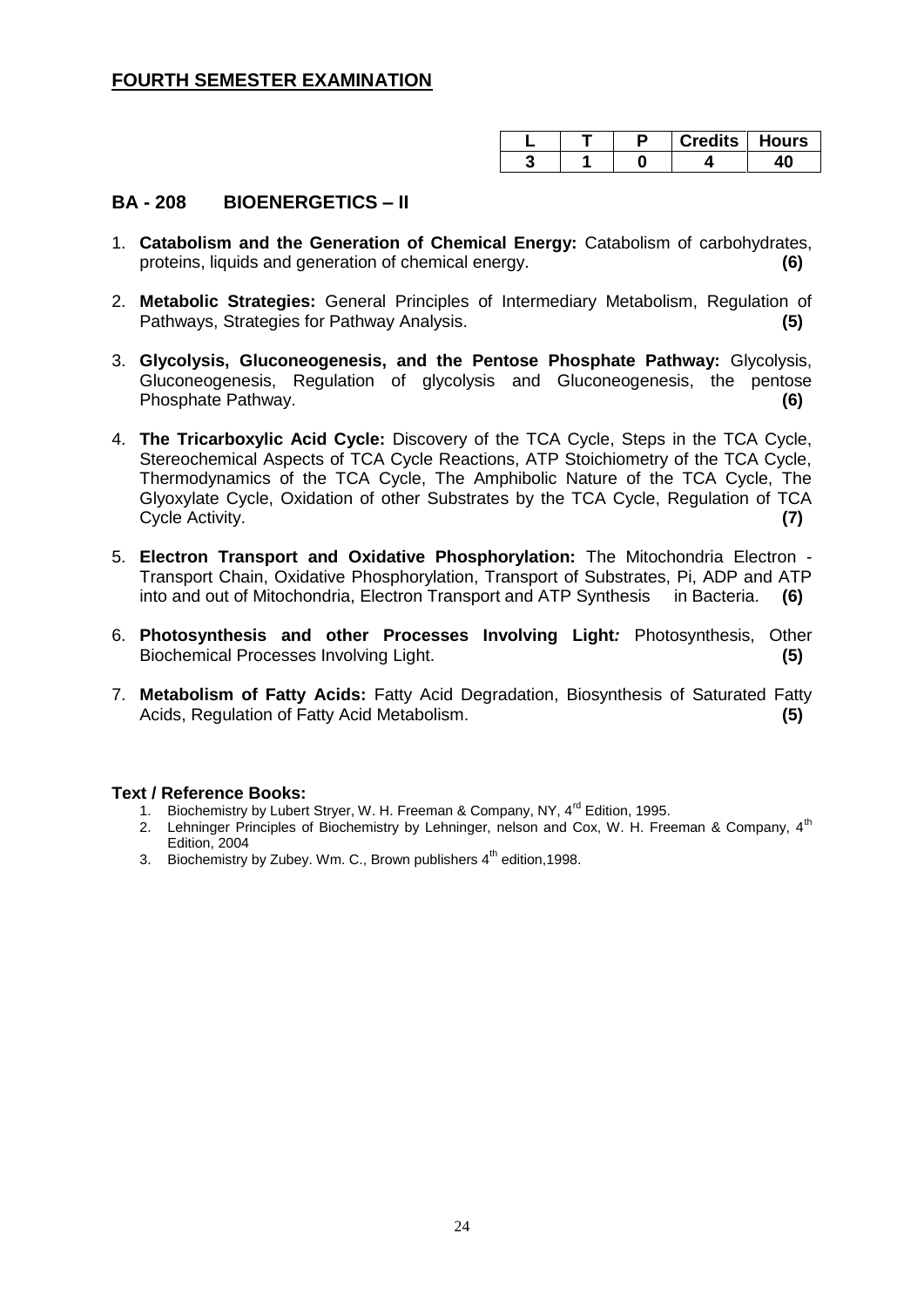## FOURTH SEMESTER EXAMINATION

| L | T | P | Credits | Hours |
|---|---|---|---|---|
| 3 | 1 | 0 | 4 | 40 |

### BA - 208 BIOENERGETICS – II

1. **Catabolism and the Generation of Chemical Energy:** Catabolism of carbohydrates, proteins, liquids and generation of chemical energy. **(6)**

2. **Metabolic Strategies:** General Principles of Intermediary Metabolism, Regulation of Pathways, Strategies for Pathway Analysis. **(5)**

3. **Glycolysis, Gluconeogenesis, and the Pentose Phosphate Pathway:** Glycolysis, Gluconeogenesis, Regulation of glycolysis and Gluconeogenesis, the pentose Phosphate Pathway. **(6)**

4. **The Tricarboxylic Acid Cycle:** Discovery of the TCA Cycle, Steps in the TCA Cycle, Stereochemical Aspects of TCA Cycle Reactions, ATP Stoichiometry of the TCA Cycle, Thermodynamics of the TCA Cycle, The Amphibolic Nature of the TCA Cycle, The Glyoxylate Cycle, Oxidation of other Substrates by the TCA Cycle, Regulation of TCA Cycle Activity. **(7)**

5. **Electron Transport and Oxidative Phosphorylation:** The Mitochondria Electron - Transport Chain, Oxidative Phosphorylation, Transport of Substrates, Pi, ADP and ATP into and out of Mitochondria, Electron Transport and ATP Synthesis in Bacteria. **(6)**

6. **Photosynthesis and other Processes Involving Light*:*** Photosynthesis, Other Biochemical Processes Involving Light. **(5)**

7. **Metabolism of Fatty Acids:** Fatty Acid Degradation, Biosynthesis of Saturated Fatty Acids, Regulation of Fatty Acid Metabolism. **(5)**

**Text / Reference Books:**

1. Biochemistry by Lubert Stryer, W. H. Freeman & Company, NY, 4rd Edition, 1995.
2. Lehninger Principles of Biochemistry by Lehninger, nelson and Cox, W. H. Freeman & Company, 4th Edition, 2004
3. Biochemistry by Zubey. Wm. C., Brown publishers 4th edition,1998.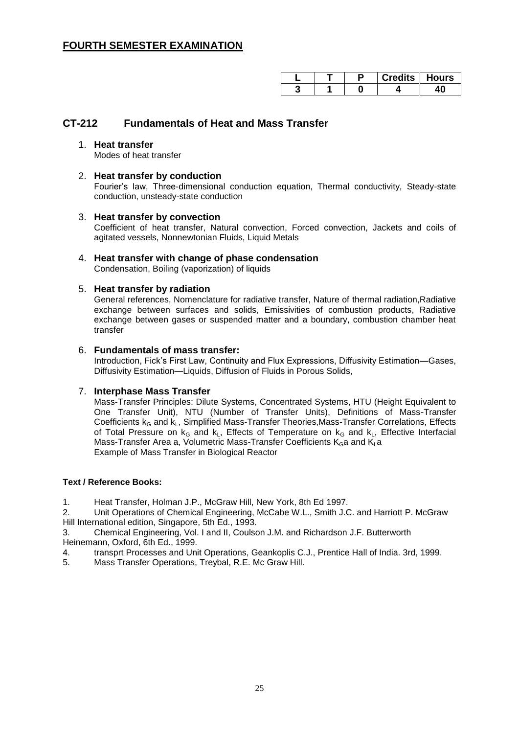## FOURTH SEMESTER EXAMINATION

| L | T | P | Credits | Hours |
|---|---|---|---|---|
| 3 | 1 | 0 | 4 | 40 |

## CT-212 Fundamentals of Heat and Mass Transfer

1. **Heat transfer**
   Modes of heat transfer

2. **Heat transfer by conduction**
   Fourier's law, Three-dimensional conduction equation, Thermal conductivity, Steady-state conduction, unsteady-state conduction

3. **Heat transfer by convection**
   Coefficient of heat transfer, Natural convection, Forced convection, Jackets and coils of agitated vessels, Nonnewtonian Fluids, Liquid Metals

4. **Heat transfer with change of phase condensation**
   Condensation, Boiling (vaporization) of liquids

5. **Heat transfer by radiation**
   General references, Nomenclature for radiative transfer, Nature of thermal radiation,Radiative exchange between surfaces and solids, Emissivities of combustion products, Radiative exchange between gases or suspended matter and a boundary, combustion chamber heat transfer

6. **Fundamentals of mass transfer:**
   Introduction, Fick's First Law, Continuity and Flux Expressions, Diffusivity Estimation—Gases, Diffusivity Estimation—Liquids, Diffusion of Fluids in Porous Solids,

7. **Interphase Mass Transfer**
   Mass-Transfer Principles: Dilute Systems, Concentrated Systems, HTU (Height Equivalent to One Transfer Unit), NTU (Number of Transfer Units), Definitions of Mass-Transfer Coefficients $k_G$ and $k_L$, Simplified Mass-Transfer Theories,Mass-Transfer Correlations, Effects of Total Pressure on $k_G$ and $k_L$, Effects of Temperature on $k_G$ and $k_L$, Effective Interfacial Mass-Transfer Area a, Volumetric Mass-Transfer Coefficients $K_Ga$ and $K_La$
   Example of Mass Transfer in Biological Reactor

**Text / Reference Books:**

1. Heat Transfer, Holman J.P., McGraw Hill, New York, 8th Ed 1997.
2. Unit Operations of Chemical Engineering, McCabe W.L., Smith J.C. and Harriott P. McGraw Hill International edition, Singapore, 5th Ed., 1993.
3. Chemical Engineering, Vol. I and II, Coulson J.M. and Richardson J.F. Butterworth Heinemann, Oxford, 6th Ed., 1999.
4. transprt Processes and Unit Operations, Geankoplis C.J., Prentice Hall of India. 3rd, 1999.
5. Mass Transfer Operations, Treybal, R.E. Mc Graw Hill.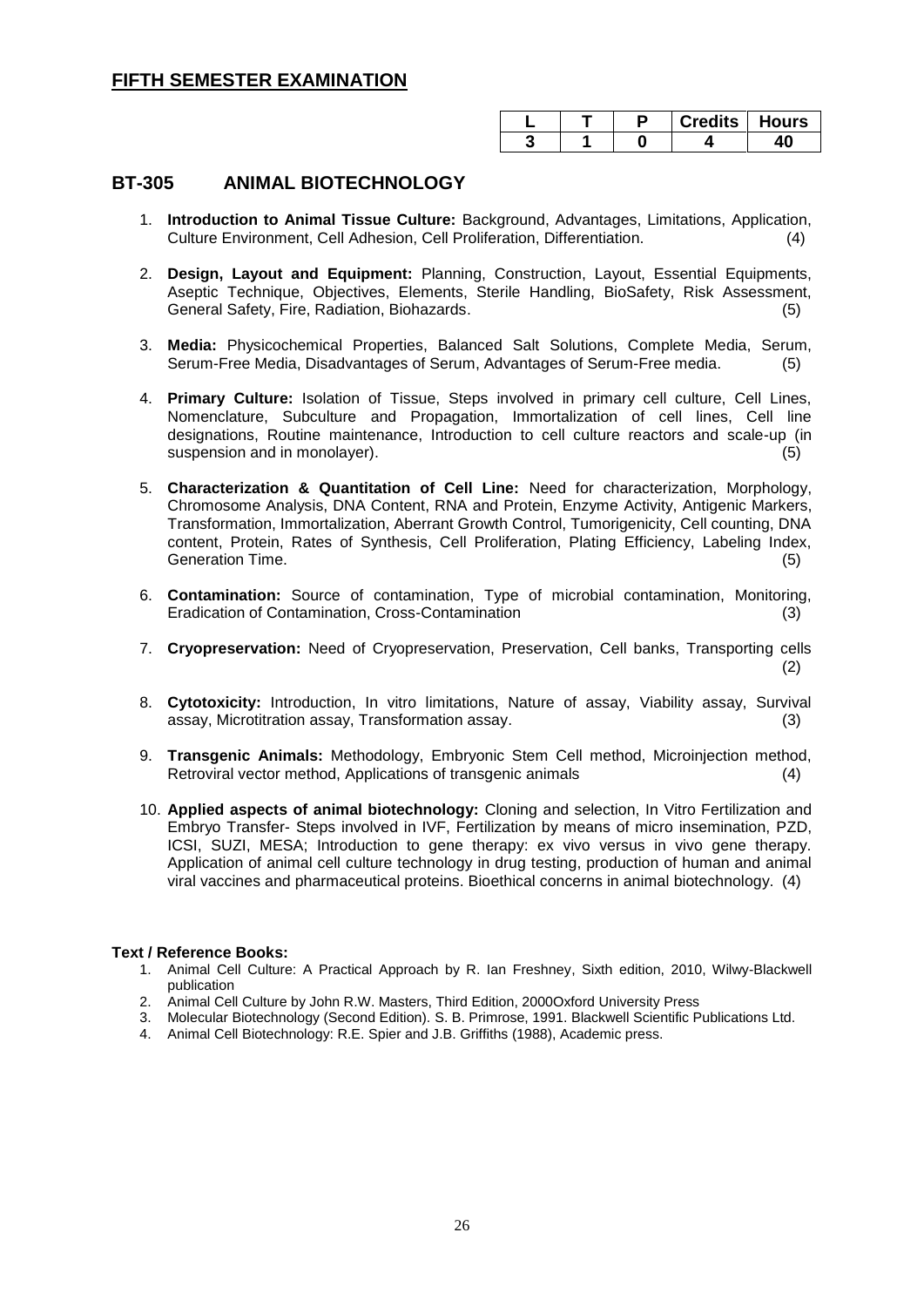## FIFTH SEMESTER EXAMINATION

| L | T | P | Credits | Hours |
|---|---|---|---|---|
| 3 | 1 | 0 | 4 | 40 |

## BT-305 ANIMAL BIOTECHNOLOGY

1. **Introduction to Animal Tissue Culture:** Background, Advantages, Limitations, Application, Culture Environment, Cell Adhesion, Cell Proliferation, Differentiation. (4)

2. **Design, Layout and Equipment:** Planning, Construction, Layout, Essential Equipments, Aseptic Technique, Objectives, Elements, Sterile Handling, BioSafety, Risk Assessment, General Safety, Fire, Radiation, Biohazards. (5)

3. **Media:** Physicochemical Properties, Balanced Salt Solutions, Complete Media, Serum, Serum-Free Media, Disadvantages of Serum, Advantages of Serum-Free media. (5)

4. **Primary Culture:** Isolation of Tissue, Steps involved in primary cell culture, Cell Lines, Nomenclature, Subculture and Propagation, Immortalization of cell lines, Cell line designations, Routine maintenance, Introduction to cell culture reactors and scale-up (in suspension and in monolayer). (5)

5. **Characterization & Quantitation of Cell Line:** Need for characterization, Morphology, Chromosome Analysis, DNA Content, RNA and Protein, Enzyme Activity, Antigenic Markers, Transformation, Immortalization, Aberrant Growth Control, Tumorigenicity, Cell counting, DNA content, Protein, Rates of Synthesis, Cell Proliferation, Plating Efficiency, Labeling Index, Generation Time. (5)

6. **Contamination:** Source of contamination, Type of microbial contamination, Monitoring, Eradication of Contamination, Cross-Contamination (3)

7. **Cryopreservation:** Need of Cryopreservation, Preservation, Cell banks, Transporting cells (2)

8. **Cytotoxicity:** Introduction, In vitro limitations, Nature of assay, Viability assay, Survival assay, Microtitration assay, Transformation assay. (3)

9. **Transgenic Animals:** Methodology, Embryonic Stem Cell method, Microinjection method, Retroviral vector method, Applications of transgenic animals (4)

10. **Applied aspects of animal biotechnology:** Cloning and selection, In Vitro Fertilization and Embryo Transfer- Steps involved in IVF, Fertilization by means of micro insemination, PZD, ICSI, SUZI, MESA; Introduction to gene therapy: ex vivo versus in vivo gene therapy. Application of animal cell culture technology in drug testing, production of human and animal viral vaccines and pharmaceutical proteins. Bioethical concerns in animal biotechnology. (4)

**Text / Reference Books:**

1. Animal Cell Culture: A Practical Approach by R. Ian Freshney, Sixth edition, 2010, Wilwy-Blackwell publication
2. Animal Cell Culture by John R.W. Masters, Third Edition, 2000Oxford University Press
3. Molecular Biotechnology (Second Edition). S. B. Primrose, 1991. Blackwell Scientific Publications Ltd.
4. Animal Cell Biotechnology: R.E. Spier and J.B. Griffiths (1988), Academic press.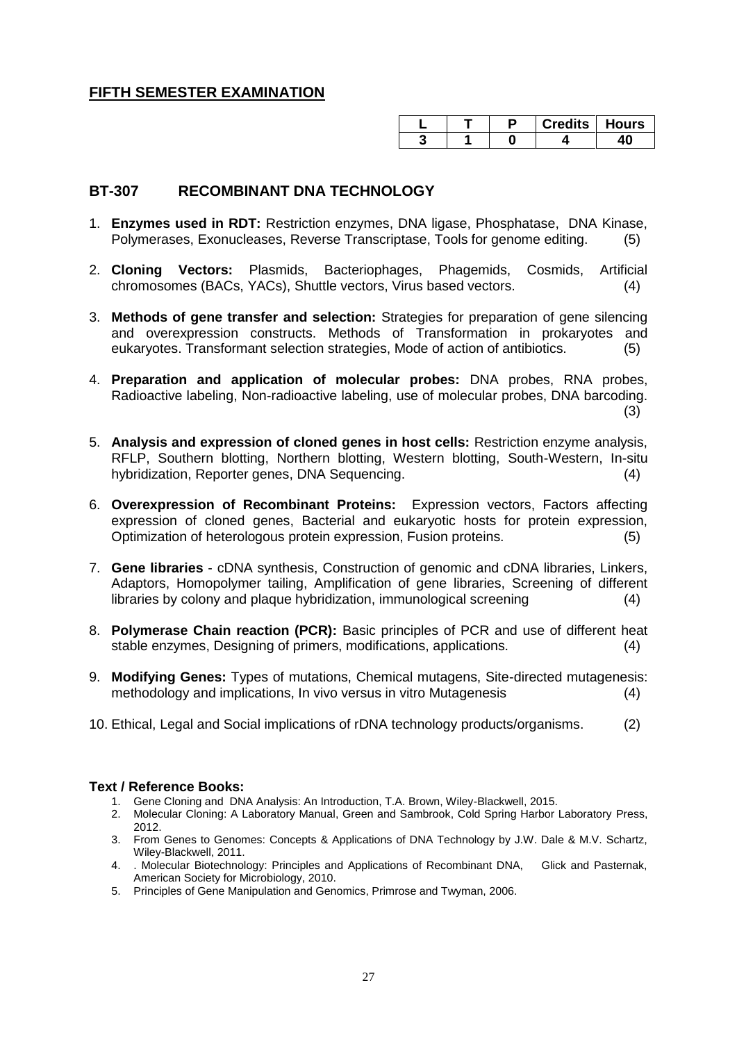## FIFTH SEMESTER EXAMINATION

| L | T | P | Credits | Hours |
|---|---|---|---|---|
| 3 | 1 | 0 | 4 | 40 |

## BT-307 RECOMBINANT DNA TECHNOLOGY

1. **Enzymes used in RDT:** Restriction enzymes, DNA ligase, Phosphatase, DNA Kinase, Polymerases, Exonucleases, Reverse Transcriptase, Tools for genome editing. (5)

2. **Cloning Vectors:** Plasmids, Bacteriophages, Phagemids, Cosmids, Artificial chromosomes (BACs, YACs), Shuttle vectors, Virus based vectors. (4)

3. **Methods of gene transfer and selection:** Strategies for preparation of gene silencing and overexpression constructs. Methods of Transformation in prokaryotes and eukaryotes. Transformant selection strategies, Mode of action of antibiotics. (5)

4. **Preparation and application of molecular probes:** DNA probes, RNA probes, Radioactive labeling, Non-radioactive labeling, use of molecular probes, DNA barcoding. (3)

5. **Analysis and expression of cloned genes in host cells:** Restriction enzyme analysis, RFLP, Southern blotting, Northern blotting, Western blotting, South-Western, In-situ hybridization, Reporter genes, DNA Sequencing. (4)

6. **Overexpression of Recombinant Proteins:** Expression vectors, Factors affecting expression of cloned genes, Bacterial and eukaryotic hosts for protein expression, Optimization of heterologous protein expression, Fusion proteins. (5)

7. **Gene libraries** - cDNA synthesis, Construction of genomic and cDNA libraries, Linkers, Adaptors, Homopolymer tailing, Amplification of gene libraries, Screening of different libraries by colony and plaque hybridization, immunological screening (4)

8. **Polymerase Chain reaction (PCR):** Basic principles of PCR and use of different heat stable enzymes, Designing of primers, modifications, applications. (4)

9. **Modifying Genes:** Types of mutations, Chemical mutagens, Site-directed mutagenesis: methodology and implications, In vivo versus in vitro Mutagenesis (4)

10. Ethical, Legal and Social implications of rDNA technology products/organisms. (2)

### Text / Reference Books:

1. Gene Cloning and DNA Analysis: An Introduction, T.A. Brown, Wiley-Blackwell, 2015.
2. Molecular Cloning: A Laboratory Manual, Green and Sambrook, Cold Spring Harbor Laboratory Press, 2012.
3. From Genes to Genomes: Concepts & Applications of DNA Technology by J.W. Dale & M.V. Schartz, Wiley-Blackwell, 2011.
4. . Molecular Biotechnology: Principles and Applications of Recombinant DNA, Glick and Pasternak, American Society for Microbiology, 2010.
5. Principles of Gene Manipulation and Genomics, Primrose and Twyman, 2006.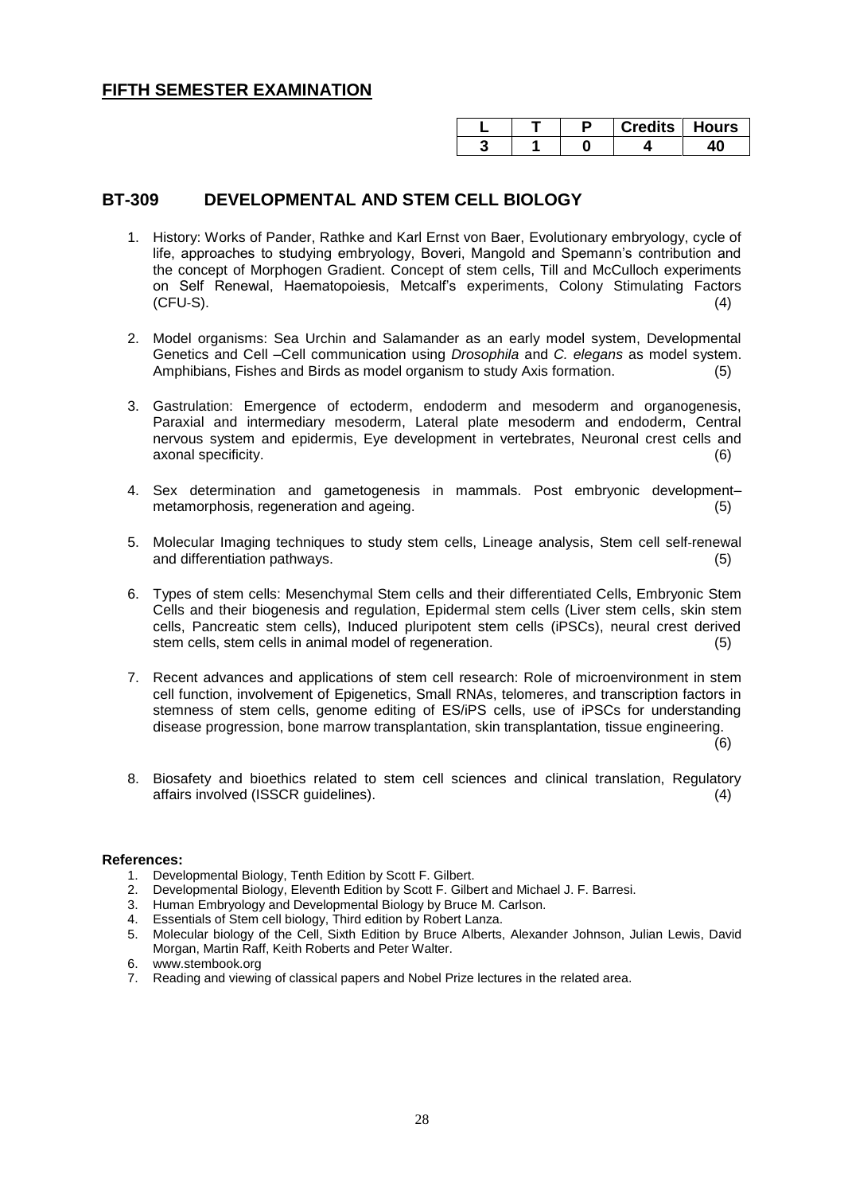## FIFTH SEMESTER EXAMINATION

| L | T | P | Credits | Hours |
|---|---|---|---|---|
| 3 | 1 | 0 | 4 | 40 |

## BT-309 DEVELOPMENTAL AND STEM CELL BIOLOGY

1. History: Works of Pander, Rathke and Karl Ernst von Baer, Evolutionary embryology, cycle of life, approaches to studying embryology, Boveri, Mangold and Spemann's contribution and the concept of Morphogen Gradient. Concept of stem cells, Till and McCulloch experiments on Self Renewal, Haematopoiesis, Metcalf's experiments, Colony Stimulating Factors (CFU-S). (4)

2. Model organisms: Sea Urchin and Salamander as an early model system, Developmental Genetics and Cell –Cell communication using *Drosophila* and *C. elegans* as model system. Amphibians, Fishes and Birds as model organism to study Axis formation. (5)

3. Gastrulation: Emergence of ectoderm, endoderm and mesoderm and organogenesis, Paraxial and intermediary mesoderm, Lateral plate mesoderm and endoderm, Central nervous system and epidermis, Eye development in vertebrates, Neuronal crest cells and axonal specificity. (6)

4. Sex determination and gametogenesis in mammals. Post embryonic development–metamorphosis, regeneration and ageing. (5)

5. Molecular Imaging techniques to study stem cells, Lineage analysis, Stem cell self-renewal and differentiation pathways. (5)

6. Types of stem cells: Mesenchymal Stem cells and their differentiated Cells, Embryonic Stem Cells and their biogenesis and regulation, Epidermal stem cells (Liver stem cells, skin stem cells, Pancreatic stem cells), Induced pluripotent stem cells (iPSCs), neural crest derived stem cells, stem cells in animal model of regeneration. (5)

7. Recent advances and applications of stem cell research: Role of microenvironment in stem cell function, involvement of Epigenetics, Small RNAs, telomeres, and transcription factors in stemness of stem cells, genome editing of ES/iPS cells, use of iPSCs for understanding disease progression, bone marrow transplantation, skin transplantation, tissue engineering. (6)

8. Biosafety and bioethics related to stem cell sciences and clinical translation, Regulatory affairs involved (ISSCR guidelines). (4)

**References:**

1. Developmental Biology, Tenth Edition by Scott F. Gilbert.
2. Developmental Biology, Eleventh Edition by Scott F. Gilbert and Michael J. F. Barresi.
3. Human Embryology and Developmental Biology by Bruce M. Carlson.
4. Essentials of Stem cell biology, Third edition by Robert Lanza.
5. Molecular biology of the Cell, Sixth Edition by Bruce Alberts, Alexander Johnson, Julian Lewis, David Morgan, Martin Raff, Keith Roberts and Peter Walter.
6. www.stembook.org
7. Reading and viewing of classical papers and Nobel Prize lectures in the related area.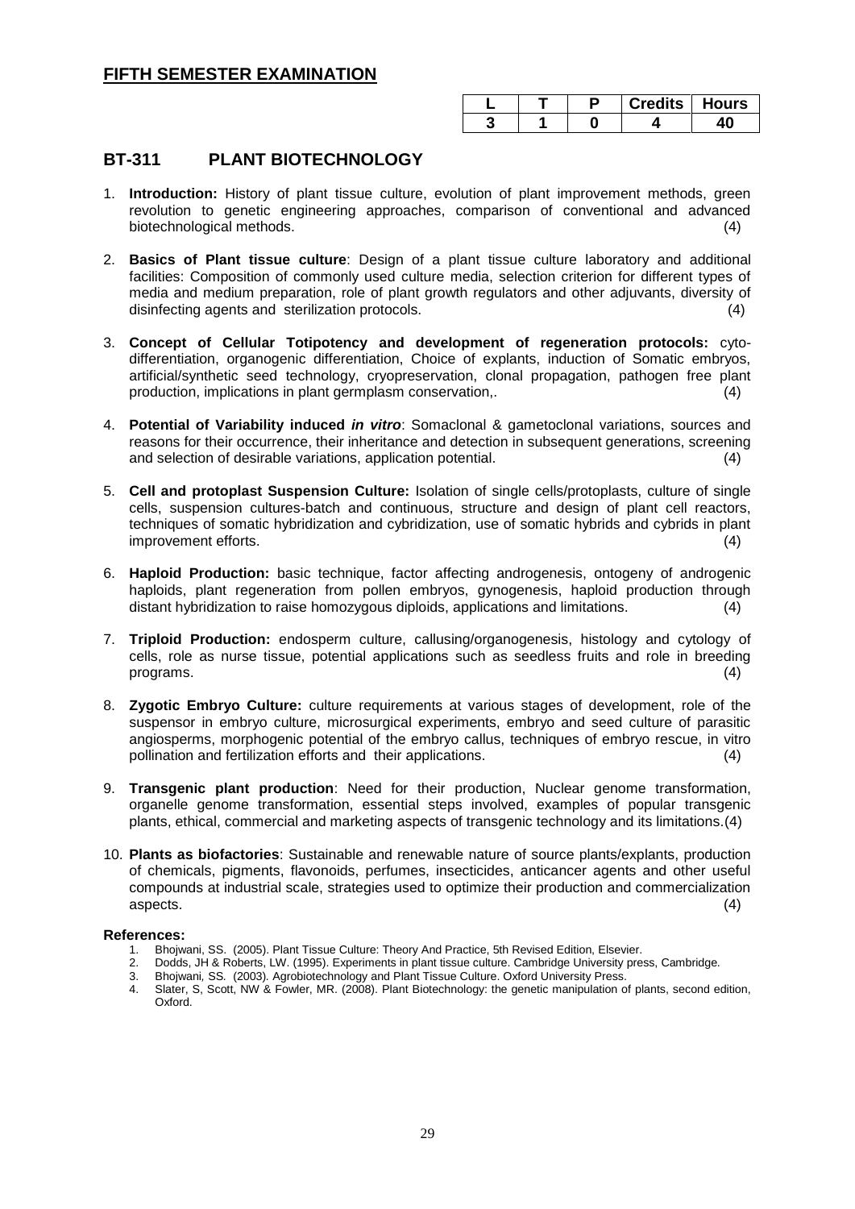## FIFTH SEMESTER EXAMINATION

| L | T | P | Credits | Hours |
|---|---|---|---|---|
| 3 | 1 | 0 | 4 | 40 |

## BT-311 PLANT BIOTECHNOLOGY

1. **Introduction:** History of plant tissue culture, evolution of plant improvement methods, green revolution to genetic engineering approaches, comparison of conventional and advanced biotechnological methods. (4)

2. **Basics of Plant tissue culture**: Design of a plant tissue culture laboratory and additional facilities: Composition of commonly used culture media, selection criterion for different types of media and medium preparation, role of plant growth regulators and other adjuvants, diversity of disinfecting agents and sterilization protocols. (4)

3. **Concept of Cellular Totipotency and development of regeneration protocols:** cyto-differentiation, organogenic differentiation, Choice of explants, induction of Somatic embryos, artificial/synthetic seed technology, cryopreservation, clonal propagation, pathogen free plant production, implications in plant germplasm conservation,. (4)

4. **Potential of Variability induced *in vitro***: Somaclonal & gametoclonal variations, sources and reasons for their occurrence, their inheritance and detection in subsequent generations, screening and selection of desirable variations, application potential. (4)

5. **Cell and protoplast Suspension Culture:** Isolation of single cells/protoplasts, culture of single cells, suspension cultures-batch and continuous, structure and design of plant cell reactors, techniques of somatic hybridization and cybridization, use of somatic hybrids and cybrids in plant improvement efforts. (4)

6. **Haploid Production:** basic technique, factor affecting androgenesis, ontogeny of androgenic haploids, plant regeneration from pollen embryos, gynogenesis, haploid production through distant hybridization to raise homozygous diploids, applications and limitations. (4)

7. **Triploid Production:** endosperm culture, callusing/organogenesis, histology and cytology of cells, role as nurse tissue, potential applications such as seedless fruits and role in breeding programs. (4)

8. **Zygotic Embryo Culture:** culture requirements at various stages of development, role of the suspensor in embryo culture, microsurgical experiments, embryo and seed culture of parasitic angiosperms, morphogenic potential of the embryo callus, techniques of embryo rescue, in vitro pollination and fertilization efforts and their applications. (4)

9. **Transgenic plant production**: Need for their production, Nuclear genome transformation, organelle genome transformation, essential steps involved, examples of popular transgenic plants, ethical, commercial and marketing aspects of transgenic technology and its limitations.(4)

10. **Plants as biofactories**: Sustainable and renewable nature of source plants/explants, production of chemicals, pigments, flavonoids, perfumes, insecticides, anticancer agents and other useful compounds at industrial scale, strategies used to optimize their production and commercialization aspects. (4)

**References:**

1. Bhojwani, SS. (2005). Plant Tissue Culture: Theory And Practice, 5th Revised Edition, Elsevier.
2. Dodds, JH & Roberts, LW. (1995). Experiments in plant tissue culture. Cambridge University press, Cambridge.
3. Bhojwani, SS. (2003). Agrobiotechnology and Plant Tissue Culture. Oxford University Press.
4. Slater, S, Scott, NW & Fowler, MR. (2008). Plant Biotechnology: the genetic manipulation of plants, second edition, Oxford.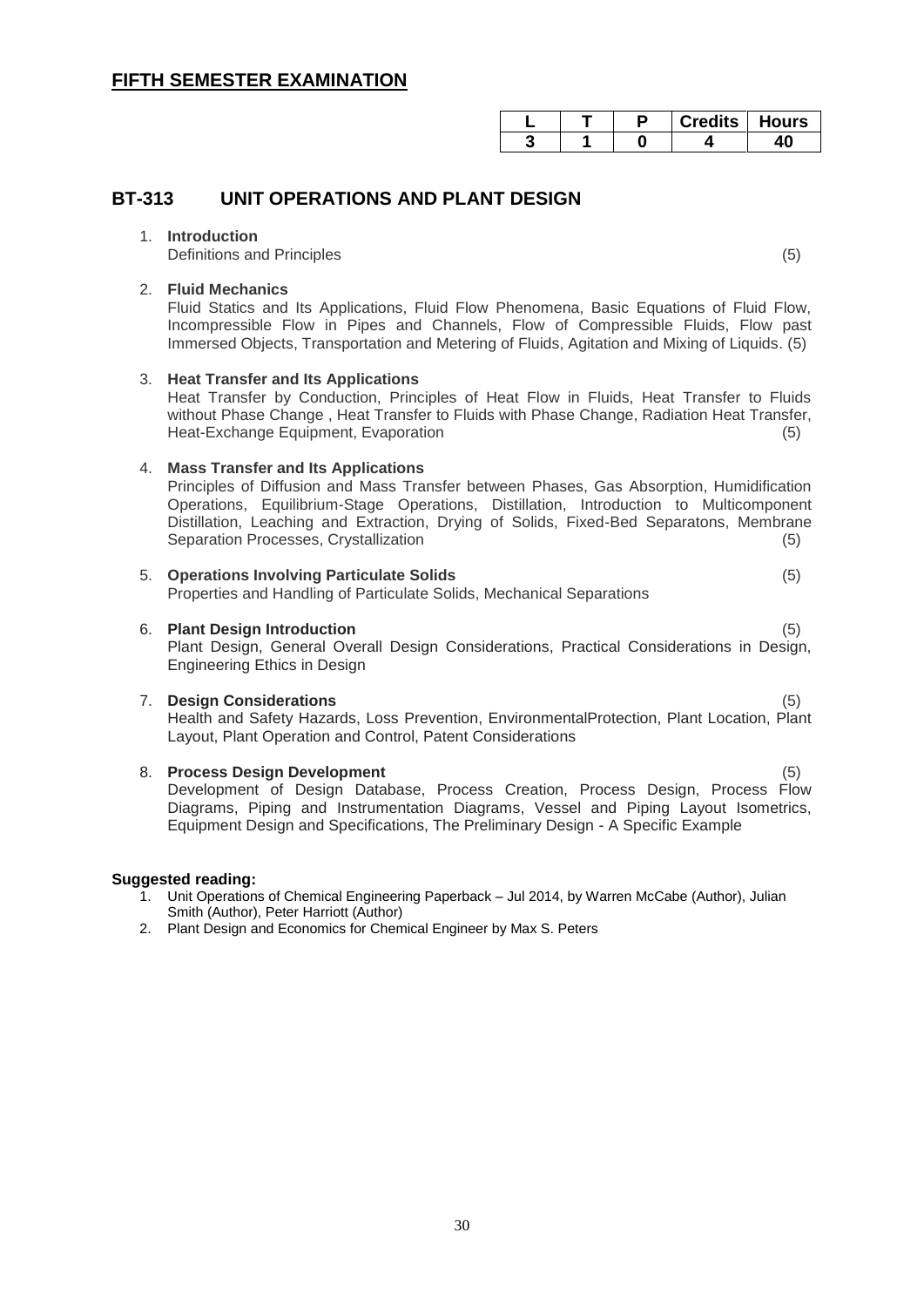## FIFTH SEMESTER EXAMINATION

| L | T | P | Credits | Hours |
|---|---|---|---|---|
| 3 | 1 | 0 | 4 | 40 |

## BT-313 UNIT OPERATIONS AND PLANT DESIGN

1. **Introduction**
   Definitions and Principles (5)

2. **Fluid Mechanics**
   Fluid Statics and Its Applications, Fluid Flow Phenomena, Basic Equations of Fluid Flow, Incompressible Flow in Pipes and Channels, Flow of Compressible Fluids, Flow past Immersed Objects, Transportation and Metering of Fluids, Agitation and Mixing of Liquids. (5)

3. **Heat Transfer and Its Applications**
   Heat Transfer by Conduction, Principles of Heat Flow in Fluids, Heat Transfer to Fluids without Phase Change , Heat Transfer to Fluids with Phase Change, Radiation Heat Transfer, Heat-Exchange Equipment, Evaporation (5)

4. **Mass Transfer and Its Applications**
   Principles of Diffusion and Mass Transfer between Phases, Gas Absorption, Humidification Operations, Equilibrium-Stage Operations, Distillation, Introduction to Multicomponent Distillation, Leaching and Extraction, Drying of Solids, Fixed-Bed Separatons, Membrane Separation Processes, Crystallization (5)

5. **Operations Involving Particulate Solids** (5)
   Properties and Handling of Particulate Solids, Mechanical Separations

6. **Plant Design Introduction** (5)
   Plant Design, General Overall Design Considerations, Practical Considerations in Design, Engineering Ethics in Design

7. **Design Considerations** (5)
   Health and Safety Hazards, Loss Prevention, EnvironmentalProtection, Plant Location, Plant Layout, Plant Operation and Control, Patent Considerations

8. **Process Design Development** (5)
   Development of Design Database, Process Creation, Process Design, Process Flow Diagrams, Piping and Instrumentation Diagrams, Vessel and Piping Layout Isometrics, Equipment Design and Specifications, The Preliminary Design - A Specific Example

**Suggested reading:**

1. Unit Operations of Chemical Engineering Paperback – Jul 2014, by Warren McCabe (Author), Julian Smith (Author), Peter Harriott (Author)
2. Plant Design and Economics for Chemical Engineer by Max S. Peters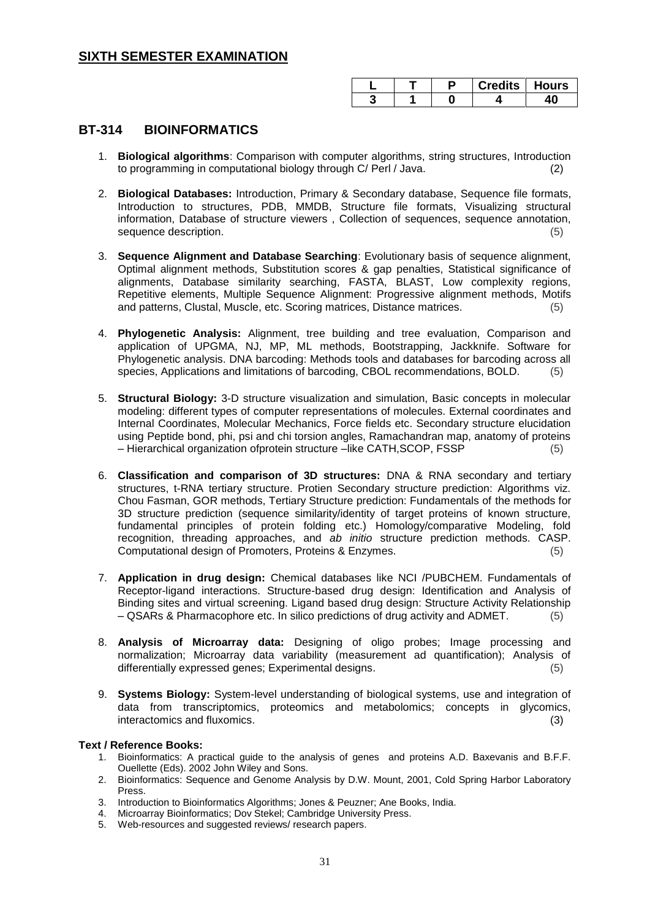## SIXTH SEMESTER EXAMINATION

| L | T | P | Credits | Hours |
|---|---|---|---|---|
| 3 | 1 | 0 | 4 | 40 |

## BT-314 BIOINFORMATICS

1. **Biological algorithms**: Comparison with computer algorithms, string structures, Introduction to programming in computational biology through C/ Perl / Java. (2)

2. **Biological Databases:** Introduction, Primary & Secondary database, Sequence file formats, Introduction to structures, PDB, MMDB, Structure file formats, Visualizing structural information, Database of structure viewers , Collection of sequences, sequence annotation, sequence description. (5)

3. **Sequence Alignment and Database Searching**: Evolutionary basis of sequence alignment, Optimal alignment methods, Substitution scores & gap penalties, Statistical significance of alignments, Database similarity searching, FASTA, BLAST, Low complexity regions, Repetitive elements, Multiple Sequence Alignment: Progressive alignment methods, Motifs and patterns, Clustal, Muscle, etc. Scoring matrices, Distance matrices. (5)

4. **Phylogenetic Analysis:** Alignment, tree building and tree evaluation, Comparison and application of UPGMA, NJ, MP, ML methods, Bootstrapping, Jackknife. Software for Phylogenetic analysis. DNA barcoding: Methods tools and databases for barcoding across all species, Applications and limitations of barcoding, CBOL recommendations, BOLD. (5)

5. **Structural Biology:** 3-D structure visualization and simulation, Basic concepts in molecular modeling: different types of computer representations of molecules. External coordinates and Internal Coordinates, Molecular Mechanics, Force fields etc. Secondary structure elucidation using Peptide bond, phi, psi and chi torsion angles, Ramachandran map, anatomy of proteins – Hierarchical organization ofprotein structure –like CATH,SCOP, FSSP (5)

6. **Classification and comparison of 3D structures:** DNA & RNA secondary and tertiary structures, t-RNA tertiary structure. Protien Secondary structure prediction: Algorithms viz. Chou Fasman, GOR methods, Tertiary Structure prediction: Fundamentals of the methods for 3D structure prediction (sequence similarity/identity of target proteins of known structure, fundamental principles of protein folding etc.) Homology/comparative Modeling, fold recognition, threading approaches, and *ab initio* structure prediction methods. CASP. Computational design of Promoters, Proteins & Enzymes. (5)

7. **Application in drug design:** Chemical databases like NCI /PUBCHEM. Fundamentals of Receptor-ligand interactions. Structure-based drug design: Identification and Analysis of Binding sites and virtual screening. Ligand based drug design: Structure Activity Relationship – QSARs & Pharmacophore etc. In silico predictions of drug activity and ADMET. (5)

8. **Analysis of Microarray data:** Designing of oligo probes; Image processing and normalization; Microarray data variability (measurement ad quantification); Analysis of differentially expressed genes; Experimental designs. (5)

9. **Systems Biology:** System-level understanding of biological systems, use and integration of data from transcriptomics, proteomics and metabolomics; concepts in glycomics, interactomics and fluxomics. (3)

**Text / Reference Books:**

1. Bioinformatics: A practical guide to the analysis of genes and proteins A.D. Baxevanis and B.F.F. Ouellette (Eds). 2002 John Wiley and Sons.
2. Bioinformatics: Sequence and Genome Analysis by D.W. Mount, 2001, Cold Spring Harbor Laboratory Press.
3. Introduction to Bioinformatics Algorithms; Jones & Peuzner; Ane Books, India.
4. Microarray Bioinformatics; Dov Stekel; Cambridge University Press.
5. Web-resources and suggested reviews/ research papers.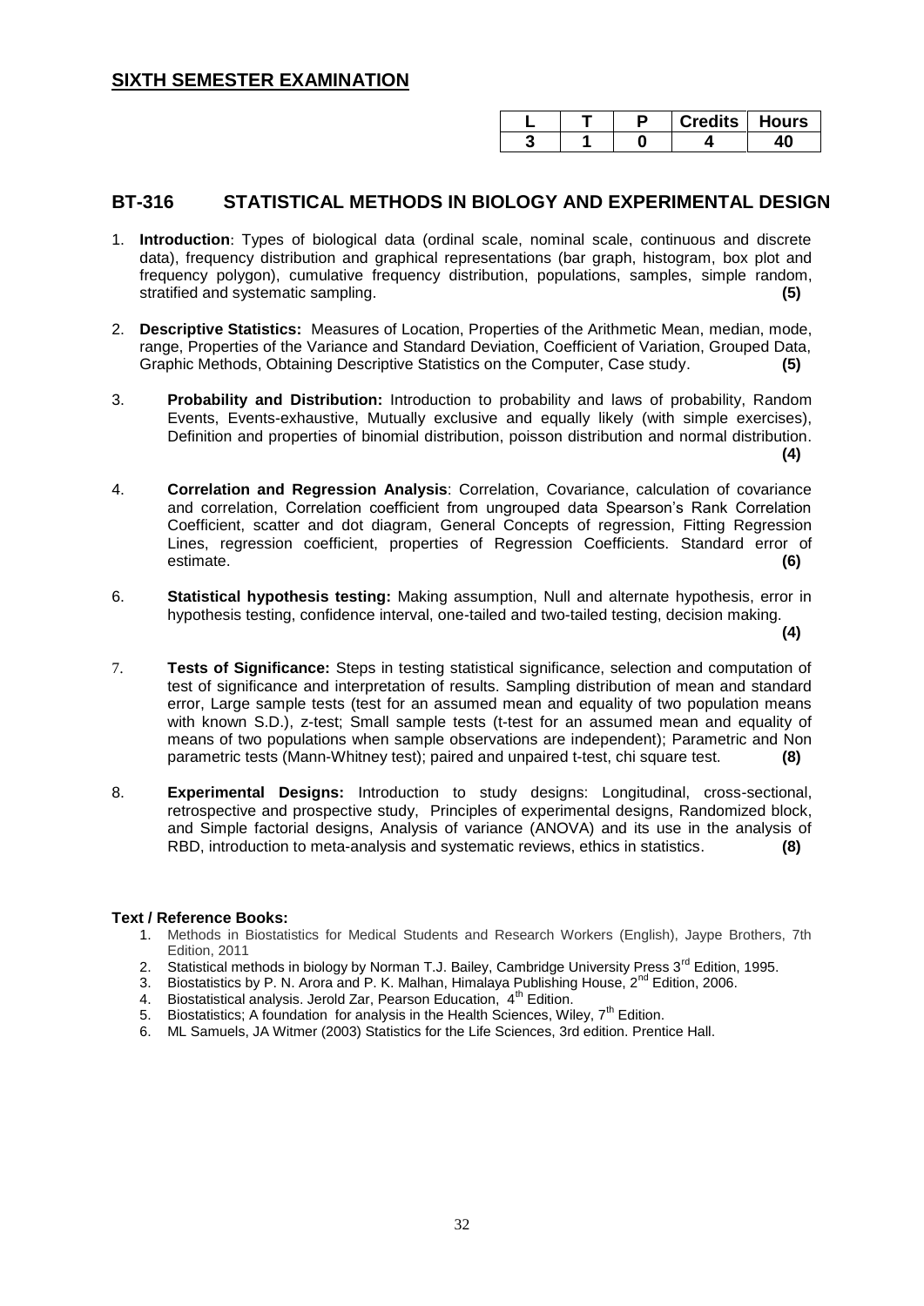## SIXTH SEMESTER EXAMINATION

| L | T | P | Credits | Hours |
|---|---|---|---|---|
| 3 | 1 | 0 | 4 | 40 |

## BT-316 STATISTICAL METHODS IN BIOLOGY AND EXPERIMENTAL DESIGN

1. **Introduction**: Types of biological data (ordinal scale, nominal scale, continuous and discrete data), frequency distribution and graphical representations (bar graph, histogram, box plot and frequency polygon), cumulative frequency distribution, populations, samples, simple random, stratified and systematic sampling. **(5)**

2. **Descriptive Statistics:** Measures of Location, Properties of the Arithmetic Mean, median, mode, range, Properties of the Variance and Standard Deviation, Coefficient of Variation, Grouped Data, Graphic Methods, Obtaining Descriptive Statistics on the Computer, Case study. **(5)**

3. **Probability and Distribution:** Introduction to probability and laws of probability, Random Events, Events-exhaustive, Mutually exclusive and equally likely (with simple exercises), Definition and properties of binomial distribution, poisson distribution and normal distribution. **(4)**

4. **Correlation and Regression Analysis**: Correlation, Covariance, calculation of covariance and correlation, Correlation coefficient from ungrouped data Spearson's Rank Correlation Coefficient, scatter and dot diagram, General Concepts of regression, Fitting Regression Lines, regression coefficient, properties of Regression Coefficients. Standard error of estimate. **(6)**

6. **Statistical hypothesis testing:** Making assumption, Null and alternate hypothesis, error in hypothesis testing, confidence interval, one-tailed and two-tailed testing, decision making. **(4)**

7. **Tests of Significance:** Steps in testing statistical significance, selection and computation of test of significance and interpretation of results. Sampling distribution of mean and standard error, Large sample tests (test for an assumed mean and equality of two population means with known S.D.), z-test; Small sample tests (t-test for an assumed mean and equality of means of two populations when sample observations are independent); Parametric and Non parametric tests (Mann-Whitney test); paired and unpaired t-test, chi square test. **(8)**

8. **Experimental Designs:** Introduction to study designs: Longitudinal, cross-sectional, retrospective and prospective study, Principles of experimental designs, Randomized block, and Simple factorial designs, Analysis of variance (ANOVA) and its use in the analysis of RBD, introduction to meta-analysis and systematic reviews, ethics in statistics. **(8)**

**Text / Reference Books:**

1. Methods in Biostatistics for Medical Students and Research Workers (English), Jaype Brothers, 7th Edition, 2011
2. Statistical methods in biology by Norman T.J. Bailey, Cambridge University Press 3rd Edition, 1995.
3. Biostatistics by P. N. Arora and P. K. Malhan, Himalaya Publishing House, 2nd Edition, 2006.
4. Biostatistical analysis. Jerold Zar, Pearson Education, 4th Edition.
5. Biostatistics; A foundation for analysis in the Health Sciences, Wiley, 7th Edition.
6. ML Samuels, JA Witmer (2003) Statistics for the Life Sciences, 3rd edition. Prentice Hall.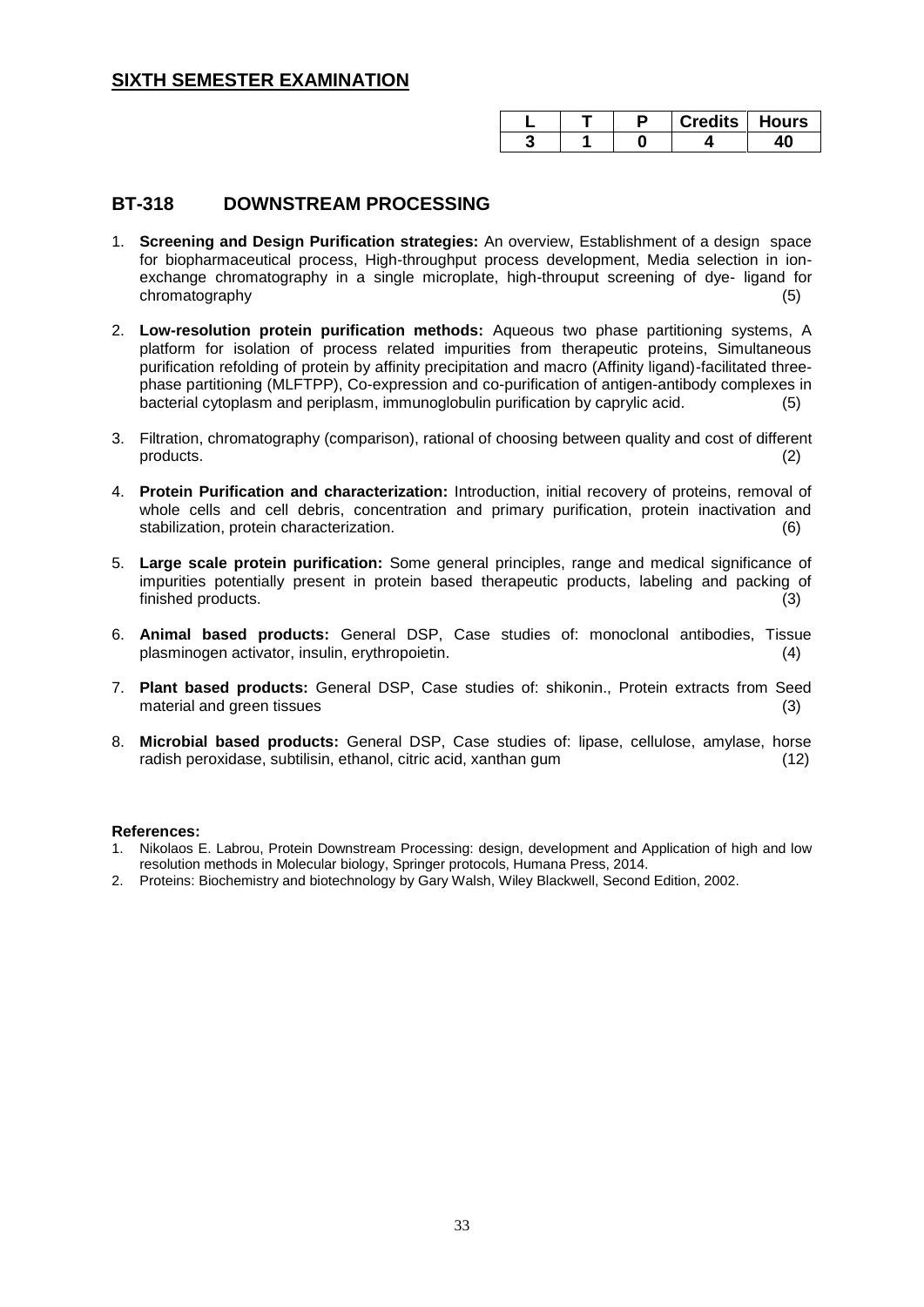## SIXTH SEMESTER EXAMINATION

| L | T | P | Credits | Hours |
|---|---|---|---|---|
| 3 | 1 | 0 | 4 | 40 |

## BT-318 DOWNSTREAM PROCESSING

1. **Screening and Design Purification strategies:** An overview, Establishment of a design space for biopharmaceutical process, High-throughput process development, Media selection in ion-exchange chromatography in a single microplate, high-throuput screening of dye- ligand for chromatography (5)

2. **Low-resolution protein purification methods:** Aqueous two phase partitioning systems, A platform for isolation of process related impurities from therapeutic proteins, Simultaneous purification refolding of protein by affinity precipitation and macro (Affinity ligand)-facilitated three-phase partitioning (MLFTPP), Co-expression and co-purification of antigen-antibody complexes in bacterial cytoplasm and periplasm, immunoglobulin purification by caprylic acid. (5)

3. Filtration, chromatography (comparison), rational of choosing between quality and cost of different products. (2)

4. **Protein Purification and characterization:** Introduction, initial recovery of proteins, removal of whole cells and cell debris, concentration and primary purification, protein inactivation and stabilization, protein characterization. (6)

5. **Large scale protein purification:** Some general principles, range and medical significance of impurities potentially present in protein based therapeutic products, labeling and packing of finished products. (3)

6. **Animal based products:** General DSP, Case studies of: monoclonal antibodies, Tissue plasminogen activator, insulin, erythropoietin. (4)

7. **Plant based products:** General DSP, Case studies of: shikonin., Protein extracts from Seed material and green tissues (3)

8. **Microbial based products:** General DSP, Case studies of: lipase, cellulose, amylase, horse radish peroxidase, subtilisin, ethanol, citric acid, xanthan gum (12)

**References:**

1. Nikolaos E. Labrou, Protein Downstream Processing: design, development and Application of high and low resolution methods in Molecular biology, Springer protocols, Humana Press, 2014.
2. Proteins: Biochemistry and biotechnology by Gary Walsh, Wiley Blackwell, Second Edition, 2002.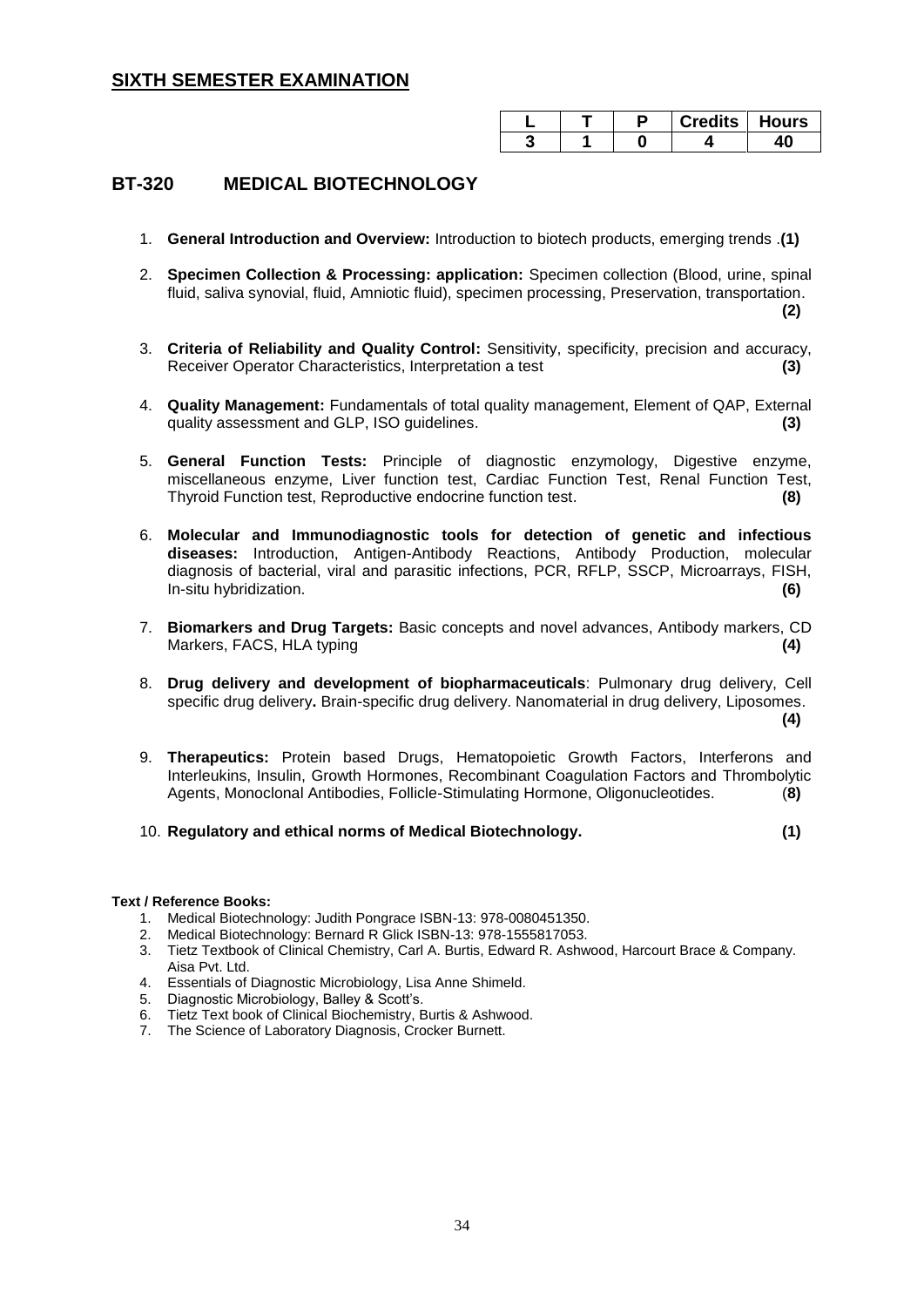## SIXTH SEMESTER EXAMINATION

| L | T | P | Credits | Hours |
|---|---|---|---|---|
| 3 | 1 | 0 | 4 | 40 |

## BT-320 MEDICAL BIOTECHNOLOGY

1. **General Introduction and Overview:** Introduction to biotech products, emerging trends .**(1)**

2. **Specimen Collection & Processing: application:** Specimen collection (Blood, urine, spinal fluid, saliva synovial, fluid, Amniotic fluid), specimen processing, Preservation, transportation. **(2)**

3. **Criteria of Reliability and Quality Control:** Sensitivity, specificity, precision and accuracy, Receiver Operator Characteristics, Interpretation a test **(3)**

4. **Quality Management:** Fundamentals of total quality management, Element of QAP, External quality assessment and GLP, ISO guidelines. **(3)**

5. **General Function Tests:** Principle of diagnostic enzymology, Digestive enzyme, miscellaneous enzyme, Liver function test, Cardiac Function Test, Renal Function Test, Thyroid Function test, Reproductive endocrine function test. **(8)**

6. **Molecular and Immunodiagnostic tools for detection of genetic and infectious diseases:** Introduction, Antigen-Antibody Reactions, Antibody Production, molecular diagnosis of bacterial, viral and parasitic infections, PCR, RFLP, SSCP, Microarrays, FISH, In-situ hybridization. **(6)**

7. **Biomarkers and Drug Targets:** Basic concepts and novel advances, Antibody markers, CD Markers, FACS, HLA typing **(4)**

8. **Drug delivery and development of biopharmaceuticals**: Pulmonary drug delivery, Cell specific drug delivery**.** Brain-specific drug delivery. Nanomaterial in drug delivery, Liposomes. **(4)**

9. **Therapeutics:** Protein based Drugs, Hematopoietic Growth Factors, Interferons and Interleukins, Insulin, Growth Hormones, Recombinant Coagulation Factors and Thrombolytic Agents, Monoclonal Antibodies, Follicle-Stimulating Hormone, Oligonucleotides. (**8)**

10. **Regulatory and ethical norms of Medical Biotechnology. (1)**

**Text / Reference Books:**

1. Medical Biotechnology: Judith Pongrace ISBN-13: 978-0080451350.
2. Medical Biotechnology: Bernard R Glick ISBN-13: 978-1555817053.
3. Tietz Textbook of Clinical Chemistry, Carl A. Burtis, Edward R. Ashwood, Harcourt Brace & Company. Aisa Pvt. Ltd.
4. Essentials of Diagnostic Microbiology, Lisa Anne Shimeld.
5. Diagnostic Microbiology, Balley & Scott's.
6. Tietz Text book of Clinical Biochemistry, Burtis & Ashwood.
7. The Science of Laboratory Diagnosis, Crocker Burnett.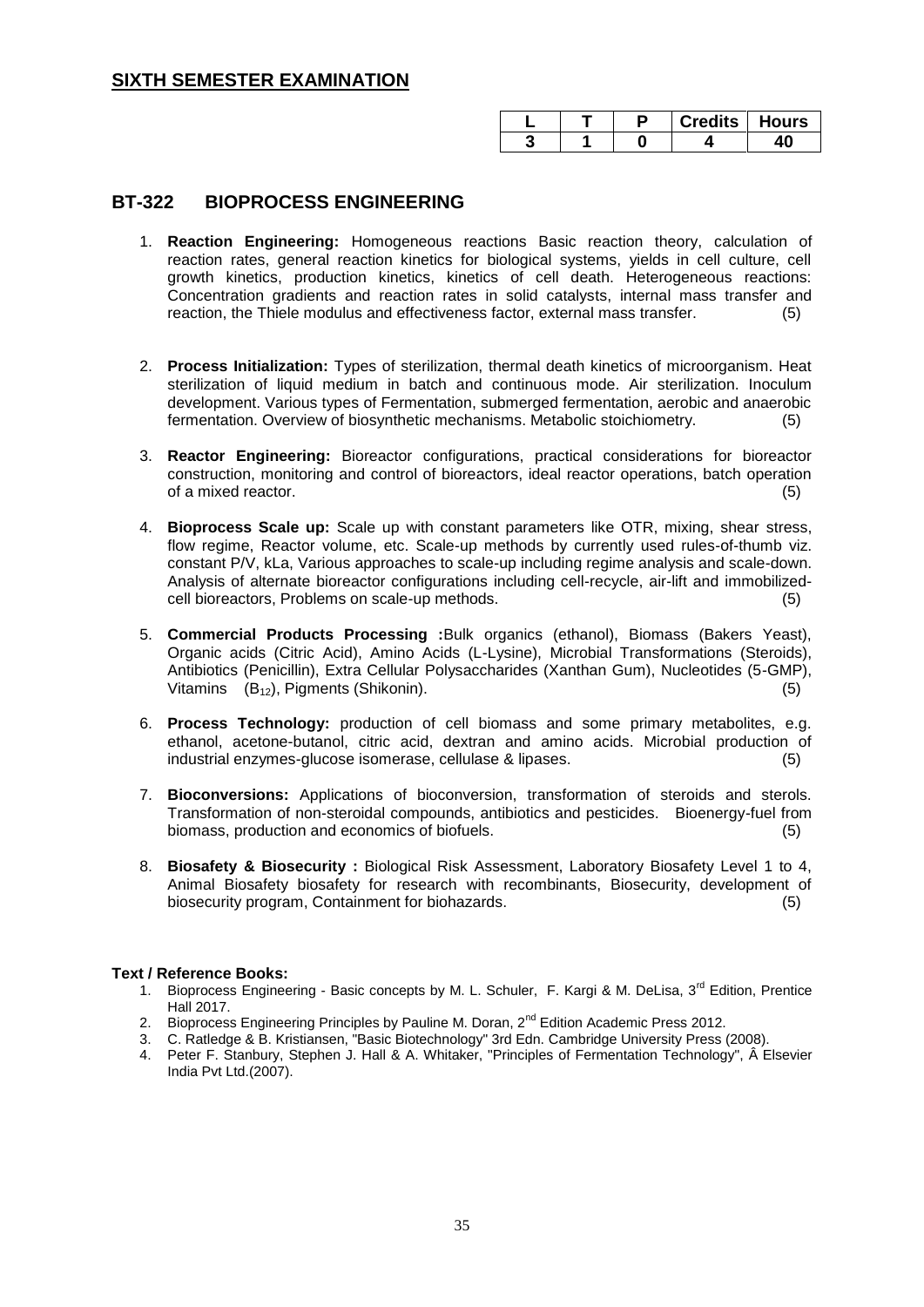## SIXTH SEMESTER EXAMINATION

| L | T | P | Credits | Hours |
|---|---|---|---|---|
| 3 | 1 | 0 | 4 | 40 |

## BT-322 BIOPROCESS ENGINEERING

1. **Reaction Engineering:** Homogeneous reactions Basic reaction theory, calculation of reaction rates, general reaction kinetics for biological systems, yields in cell culture, cell growth kinetics, production kinetics, kinetics of cell death. Heterogeneous reactions: Concentration gradients and reaction rates in solid catalysts, internal mass transfer and reaction, the Thiele modulus and effectiveness factor, external mass transfer. (5)

2. **Process Initialization:** Types of sterilization, thermal death kinetics of microorganism. Heat sterilization of liquid medium in batch and continuous mode. Air sterilization. Inoculum development. Various types of Fermentation, submerged fermentation, aerobic and anaerobic fermentation. Overview of biosynthetic mechanisms. Metabolic stoichiometry. (5)

3. **Reactor Engineering:** Bioreactor configurations, practical considerations for bioreactor construction, monitoring and control of bioreactors, ideal reactor operations, batch operation of a mixed reactor. (5)

4. **Bioprocess Scale up:** Scale up with constant parameters like OTR, mixing, shear stress, flow regime, Reactor volume, etc. Scale-up methods by currently used rules-of-thumb viz. constant P/V, kLa, Various approaches to scale-up including regime analysis and scale-down. Analysis of alternate bioreactor configurations including cell-recycle, air-lift and immobilized-cell bioreactors, Problems on scale-up methods. (5)

5. **Commercial Products Processing :** Bulk organics (ethanol), Biomass (Bakers Yeast), Organic acids (Citric Acid), Amino Acids (L-Lysine), Microbial Transformations (Steroids), Antibiotics (Penicillin), Extra Cellular Polysaccharides (Xanthan Gum), Nucleotides (5-GMP), Vitamins ($B_{12}$), Pigments (Shikonin). (5)

6. **Process Technology:** production of cell biomass and some primary metabolites, e.g. ethanol, acetone-butanol, citric acid, dextran and amino acids. Microbial production of industrial enzymes-glucose isomerase, cellulase & lipases. (5)

7. **Bioconversions:** Applications of bioconversion, transformation of steroids and sterols. Transformation of non-steroidal compounds, antibiotics and pesticides. Bioenergy-fuel from biomass, production and economics of biofuels. (5)

8. **Biosafety & Biosecurity :** Biological Risk Assessment, Laboratory Biosafety Level 1 to 4, Animal Biosafety biosafety for research with recombinants, Biosecurity, development of biosecurity program, Containment for biohazards. (5)

**Text / Reference Books:**

1. Bioprocess Engineering - Basic concepts by M. L. Schuler, F. Kargi & M. DeLisa, 3rd Edition, Prentice Hall 2017.
2. Bioprocess Engineering Principles by Pauline M. Doran, 2nd Edition Academic Press 2012.
3. C. Ratledge & B. Kristiansen, "Basic Biotechnology" 3rd Edn. Cambridge University Press (2008).
4. Peter F. Stanbury, Stephen J. Hall & A. Whitaker, "Principles of Fermentation Technology", Â Elsevier India Pvt Ltd.(2007).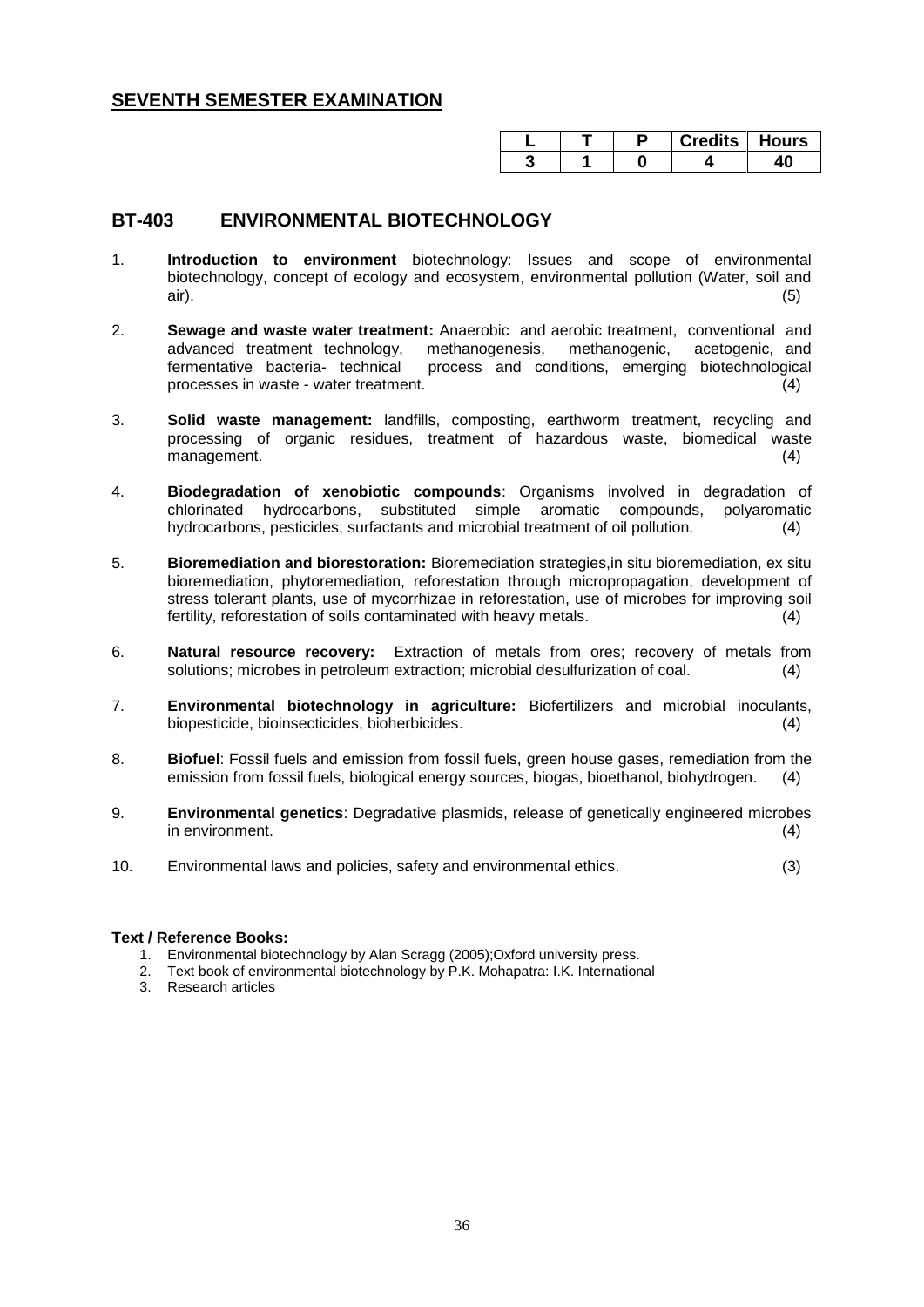## SEVENTH SEMESTER EXAMINATION

| L | T | P | Credits | Hours |
|---|---|---|---|---|
| 3 | 1 | 0 | 4 | 40 |

## BT-403 ENVIRONMENTAL BIOTECHNOLOGY

1. **Introduction to environment** biotechnology: Issues and scope of environmental biotechnology, concept of ecology and ecosystem, environmental pollution (Water, soil and air). (5)

2. **Sewage and waste water treatment:** Anaerobic and aerobic treatment, conventional and advanced treatment technology, methanogenesis, methanogenic, acetogenic, and fermentative bacteria- technical process and conditions, emerging biotechnological processes in waste - water treatment. (4)

3. **Solid waste management:** landfills, composting, earthworm treatment, recycling and processing of organic residues, treatment of hazardous waste, biomedical waste management. (4)

4. **Biodegradation of xenobiotic compounds**: Organisms involved in degradation of chlorinated hydrocarbons, substituted simple aromatic compounds, polyaromatic hydrocarbons, pesticides, surfactants and microbial treatment of oil pollution. (4)

5. **Bioremediation and biorestoration:** Bioremediation strategies,in situ bioremediation, ex situ bioremediation, phytoremediation, reforestation through micropropagation, development of stress tolerant plants, use of mycorrhizae in reforestation, use of microbes for improving soil fertility, reforestation of soils contaminated with heavy metals. (4)

6. **Natural resource recovery:** Extraction of metals from ores; recovery of metals from solutions; microbes in petroleum extraction; microbial desulfurization of coal. (4)

7. **Environmental biotechnology in agriculture:** Biofertilizers and microbial inoculants, biopesticide, bioinsecticides, bioherbicides. (4)

8. **Biofuel**: Fossil fuels and emission from fossil fuels, green house gases, remediation from the emission from fossil fuels, biological energy sources, biogas, bioethanol, biohydrogen. (4)

9. **Environmental genetics**: Degradative plasmids, release of genetically engineered microbes in environment. (4)

10. Environmental laws and policies, safety and environmental ethics. (3)

**Text / Reference Books:**

1. Environmental biotechnology by Alan Scragg (2005);Oxford university press.
2. Text book of environmental biotechnology by P.K. Mohapatra: I.K. International
3. Research articles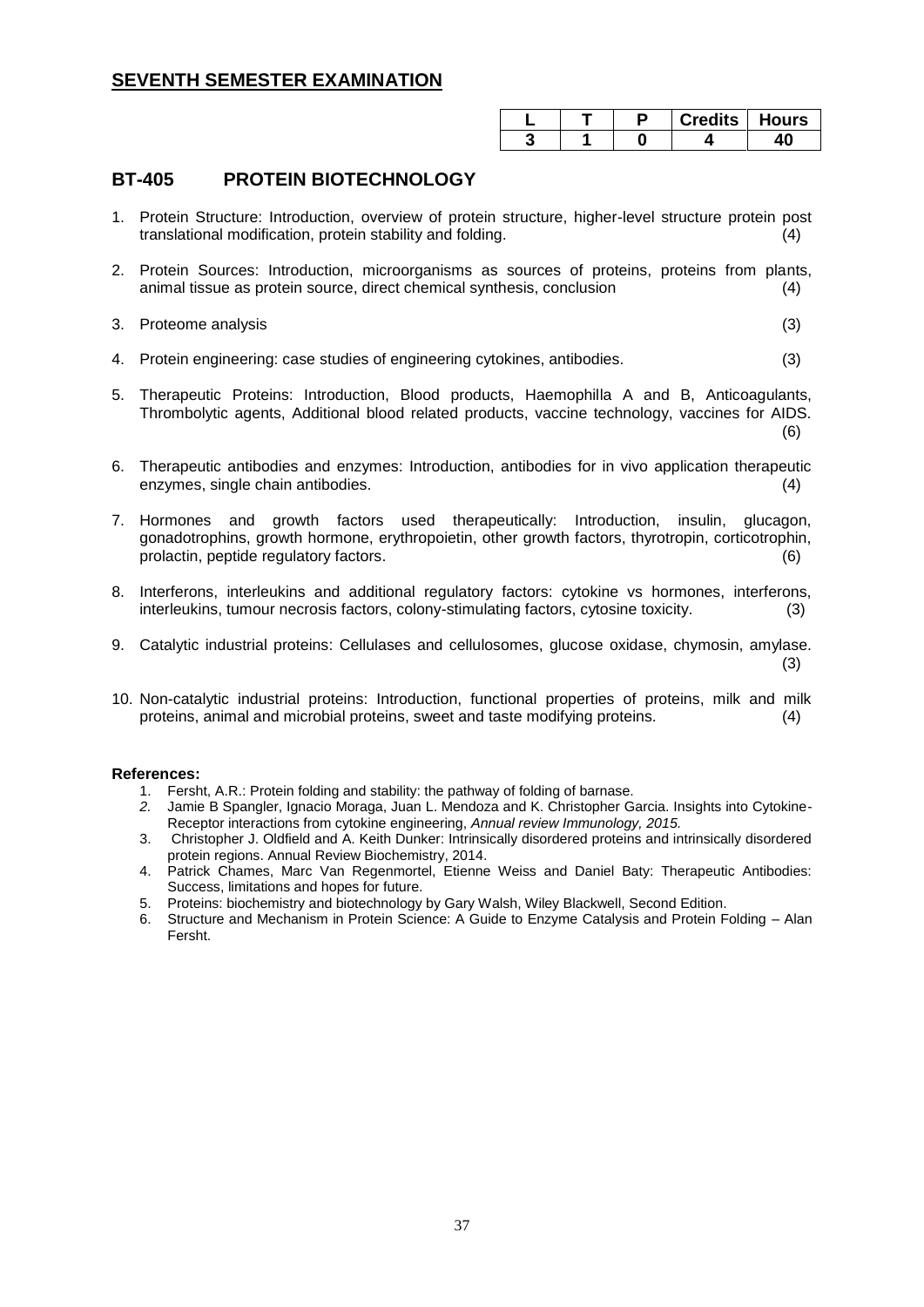## SEVENTH SEMESTER EXAMINATION

| L | T | P | Credits | Hours |
|---|---|---|---|---|
| 3 | 1 | 0 | 4 | 40 |

## BT-405 PROTEIN BIOTECHNOLOGY

1. Protein Structure: Introduction, overview of protein structure, higher-level structure protein post translational modification, protein stability and folding. (4)
2. Protein Sources: Introduction, microorganisms as sources of proteins, proteins from plants, animal tissue as protein source, direct chemical synthesis, conclusion (4)
3. Proteome analysis (3)
4. Protein engineering: case studies of engineering cytokines, antibodies. (3)
5. Therapeutic Proteins: Introduction, Blood products, Haemophilla A and B, Anticoagulants, Thrombolytic agents, Additional blood related products, vaccine technology, vaccines for AIDS. (6)
6. Therapeutic antibodies and enzymes: Introduction, antibodies for in vivo application therapeutic enzymes, single chain antibodies. (4)
7. Hormones and growth factors used therapeutically: Introduction, insulin, glucagon, gonadotrophins, growth hormone, erythropoietin, other growth factors, thyrotropin, corticotrophin, prolactin, peptide regulatory factors. (6)
8. Interferons, interleukins and additional regulatory factors: cytokine vs hormones, interferons, interleukins, tumour necrosis factors, colony-stimulating factors, cytosine toxicity. (3)
9. Catalytic industrial proteins: Cellulases and cellulosomes, glucose oxidase, chymosin, amylase. (3)
10. Non-catalytic industrial proteins: Introduction, functional properties of proteins, milk and milk proteins, animal and microbial proteins, sweet and taste modifying proteins. (4)

**References:**

1. Fersht, A.R.: Protein folding and stability: the pathway of folding of barnase.
2. Jamie B Spangler, Ignacio Moraga, Juan L. Mendoza and K. Christopher Garcia. Insights into Cytokine-Receptor interactions from cytokine engineering, *Annual review Immunology, 2015.*
3. Christopher J. Oldfield and A. Keith Dunker: Intrinsically disordered proteins and intrinsically disordered protein regions. Annual Review Biochemistry, 2014.
4. Patrick Chames, Marc Van Regenmortel, Etienne Weiss and Daniel Baty: Therapeutic Antibodies: Success, limitations and hopes for future.
5. Proteins: biochemistry and biotechnology by Gary Walsh, Wiley Blackwell, Second Edition.
6. Structure and Mechanism in Protein Science: A Guide to Enzyme Catalysis and Protein Folding – Alan Fersht.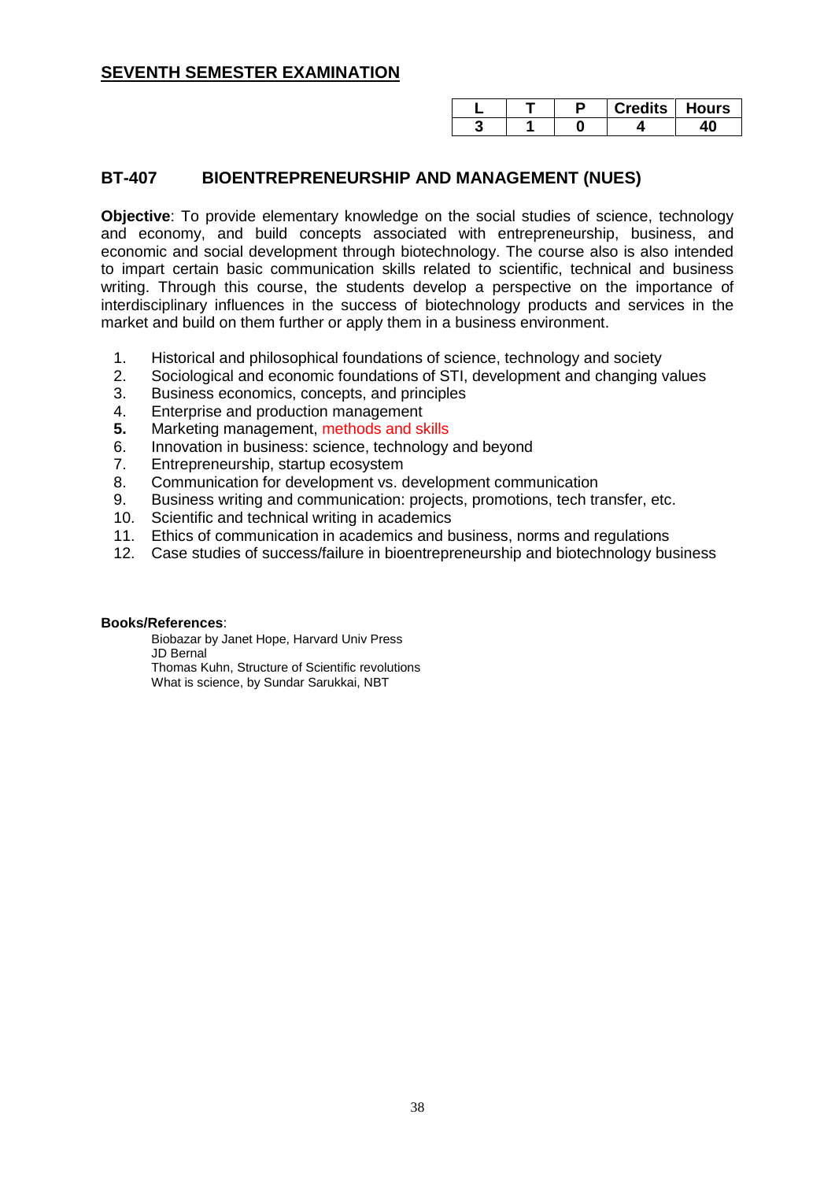## SEVENTH SEMESTER EXAMINATION

| L | T | P | Credits | Hours |
|---|---|---|---|---|
| 3 | 1 | 0 | 4 | 40 |

### BT-407 BIOENTREPRENEURSHIP AND MANAGEMENT (NUES)

**Objective**: To provide elementary knowledge on the social studies of science, technology and economy, and build concepts associated with entrepreneurship, business, and economic and social development through biotechnology. The course also is also intended to impart certain basic communication skills related to scientific, technical and business writing. Through this course, the students develop a perspective on the importance of interdisciplinary influences in the success of biotechnology products and services in the market and build on them further or apply them in a business environment.

1. Historical and philosophical foundations of science, technology and society
2. Sociological and economic foundations of STI, development and changing values
3. Business economics, concepts, and principles
4. Enterprise and production management
5. Marketing management, methods and skills
6. Innovation in business: science, technology and beyond
7. Entrepreneurship, startup ecosystem
8. Communication for development vs. development communication
9. Business writing and communication: projects, promotions, tech transfer, etc.
10. Scientific and technical writing in academics
11. Ethics of communication in academics and business, norms and regulations
12. Case studies of success/failure in bioentrepreneurship and biotechnology business

**Books/References**:

Biobazar by Janet Hope, Harvard Univ Press
JD Bernal
Thomas Kuhn, Structure of Scientific revolutions
What is science, by Sundar Sarukkai, NBT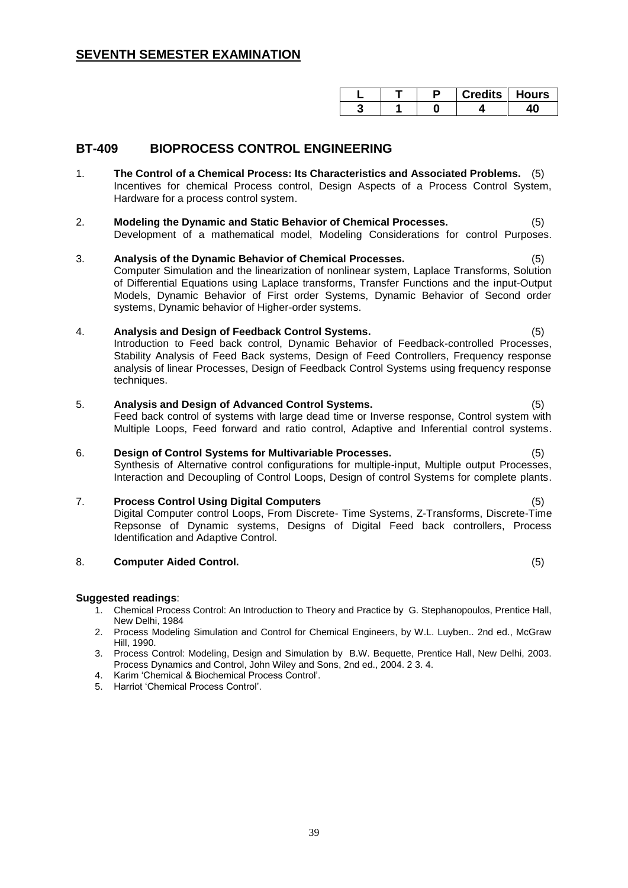## SEVENTH SEMESTER EXAMINATION

| L | T | P | Credits | Hours |
|---|---|---|---|---|
| 3 | 1 | 0 | 4 | 40 |

## BT-409 BIOPROCESS CONTROL ENGINEERING

1. **The Control of a Chemical Process: Its Characteristics and Associated Problems.** (5)
   Incentives for chemical Process control, Design Aspects of a Process Control System, Hardware for a process control system.

2. **Modeling the Dynamic and Static Behavior of Chemical Processes.** (5)
   Development of a mathematical model, Modeling Considerations for control Purposes.

3. **Analysis of the Dynamic Behavior of Chemical Processes.** (5)
   Computer Simulation and the linearization of nonlinear system, Laplace Transforms, Solution of Differential Equations using Laplace transforms, Transfer Functions and the input-Output Models, Dynamic Behavior of First order Systems, Dynamic Behavior of Second order systems, Dynamic behavior of Higher-order systems.

4. **Analysis and Design of Feedback Control Systems.** (5)
   Introduction to Feed back control, Dynamic Behavior of Feedback-controlled Processes, Stability Analysis of Feed Back systems, Design of Feed Controllers, Frequency response analysis of linear Processes, Design of Feedback Control Systems using frequency response techniques.

5. **Analysis and Design of Advanced Control Systems.** (5)
   Feed back control of systems with large dead time or Inverse response, Control system with Multiple Loops, Feed forward and ratio control, Adaptive and Inferential control systems.

6. **Design of Control Systems for Multivariable Processes.** (5)
   Synthesis of Alternative control configurations for multiple-input, Multiple output Processes, Interaction and Decoupling of Control Loops, Design of control Systems for complete plants.

7. **Process Control Using Digital Computers** (5)
   Digital Computer control Loops, From Discrete- Time Systems, Z-Transforms, Discrete-Time Repsonse of Dynamic systems, Designs of Digital Feed back controllers, Process Identification and Adaptive Control.

8. **Computer Aided Control.** (5)

**Suggested readings**:

1. Chemical Process Control: An Introduction to Theory and Practice by G. Stephanopoulos, Prentice Hall, New Delhi, 1984
2. Process Modeling Simulation and Control for Chemical Engineers, by W.L. Luyben.. 2nd ed., McGraw Hill, 1990.
3. Process Control: Modeling, Design and Simulation by B.W. Bequette, Prentice Hall, New Delhi, 2003. Process Dynamics and Control, John Wiley and Sons, 2nd ed., 2004. 2 3. 4.
4. Karim 'Chemical & Biochemical Process Control'.
5. Harriot 'Chemical Process Control'.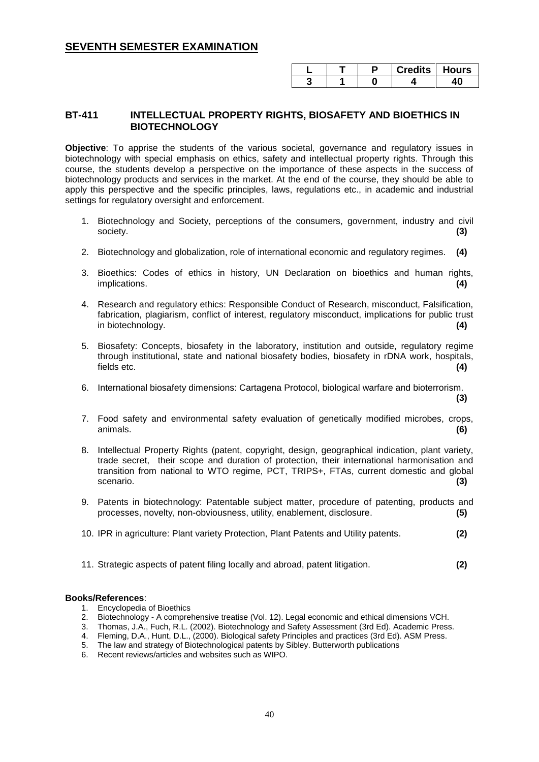## SEVENTH SEMESTER EXAMINATION

| L | T | P | Credits | Hours |
|---|---|---|---|---|
| 3 | 1 | 0 | 4 | 40 |

### BT-411 INTELLECTUAL PROPERTY RIGHTS, BIOSAFETY AND BIOETHICS IN BIOTECHNOLOGY

**Objective**: To apprise the students of the various societal, governance and regulatory issues in biotechnology with special emphasis on ethics, safety and intellectual property rights. Through this course, the students develop a perspective on the importance of these aspects in the success of biotechnology products and services in the market. At the end of the course, they should be able to apply this perspective and the specific principles, laws, regulations etc., in academic and industrial settings for regulatory oversight and enforcement.

1. Biotechnology and Society, perceptions of the consumers, government, industry and civil society. **(3)**
2. Biotechnology and globalization, role of international economic and regulatory regimes. **(4)**
3. Bioethics: Codes of ethics in history, UN Declaration on bioethics and human rights, implications. **(4)**
4. Research and regulatory ethics: Responsible Conduct of Research, misconduct, Falsification, fabrication, plagiarism, conflict of interest, regulatory misconduct, implications for public trust in biotechnology. **(4)**
5. Biosafety: Concepts, biosafety in the laboratory, institution and outside, regulatory regime through institutional, state and national biosafety bodies, biosafety in rDNA work, hospitals, fields etc. **(4)**
6. International biosafety dimensions: Cartagena Protocol, biological warfare and bioterrorism. **(3)**
7. Food safety and environmental safety evaluation of genetically modified microbes, crops, animals. **(6)**
8. Intellectual Property Rights (patent, copyright, design, geographical indication, plant variety, trade secret, their scope and duration of protection, their international harmonisation and transition from national to WTO regime, PCT, TRIPS+, FTAs, current domestic and global scenario. **(3)**
9. Patents in biotechnology: Patentable subject matter, procedure of patenting, products and processes, novelty, non-obviousness, utility, enablement, disclosure. **(5)**
10. IPR in agriculture: Plant variety Protection, Plant Patents and Utility patents. **(2)**
11. Strategic aspects of patent filing locally and abroad, patent litigation. **(2)**

**Books/References**:

1. Encyclopedia of Bioethics
2. Biotechnology - A comprehensive treatise (Vol. 12). Legal economic and ethical dimensions VCH.
3. Thomas, J.A., Fuch, R.L. (2002). Biotechnology and Safety Assessment (3rd Ed). Academic Press.
4. Fleming, D.A., Hunt, D.L., (2000). Biological safety Principles and practices (3rd Ed). ASM Press.
5. The law and strategy of Biotechnological patents by Sibley. Butterworth publications
6. Recent reviews/articles and websites such as WIPO.